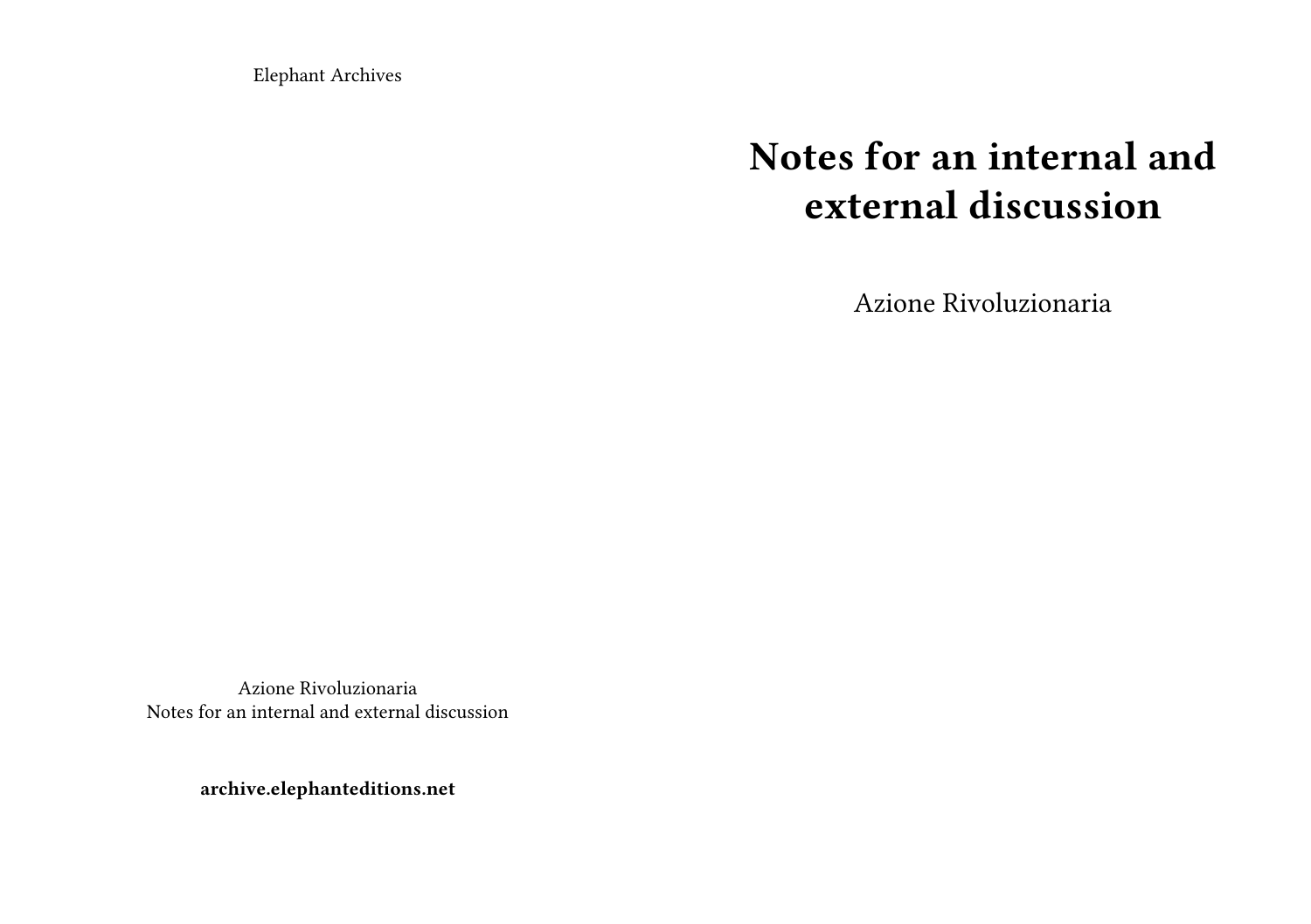Elephant Archives

# Notes for an internal and external discussion

Azione Rivoluzionaria

Azione Rivoluzionaria
Notes for an internal and external discussion

**archive.elephanteditions.net**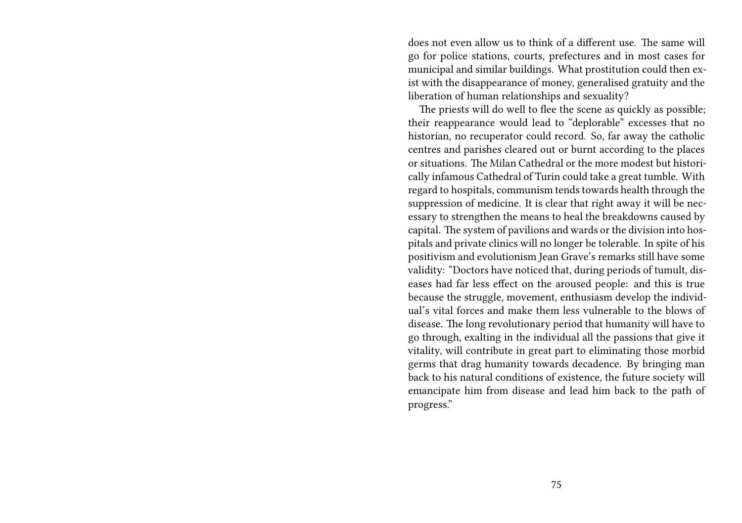does not even allow us to think of a different use. The same will go for police stations, courts, prefectures and in most cases for municipal and similar buildings. What prostitution could then exist with the disappearance of money, generalised gratuity and the liberation of human relationships and sexuality?

The priests will do well to flee the scene as quickly as possible; their reappearance would lead to "deplorable" excesses that no historian, no recuperator could record. So, far away the catholic centres and parishes cleared out or burnt according to the places or situations. The Milan Cathedral or the more modest but historically infamous Cathedral of Turin could take a great tumble. With regard to hospitals, communism tends towards health through the suppression of medicine. It is clear that right away it will be necessary to strengthen the means to heal the breakdowns caused by capital. The system of pavilions and wards or the division into hospitals and private clinics will no longer be tolerable. In spite of his positivism and evolutionism Jean Grave's remarks still have some validity: "Doctors have noticed that, during periods of tumult, diseases had far less effect on the aroused people: and this is true because the struggle, movement, enthusiasm develop the individual's vital forces and make them less vulnerable to the blows of disease. The long revolutionary period that humanity will have to go through, exalting in the individual all the passions that give it vitality, will contribute in great part to eliminating those morbid germs that drag humanity towards decadence. By bringing man back to his natural conditions of existence, the future society will emancipate him from disease and lead him back to the path of progress."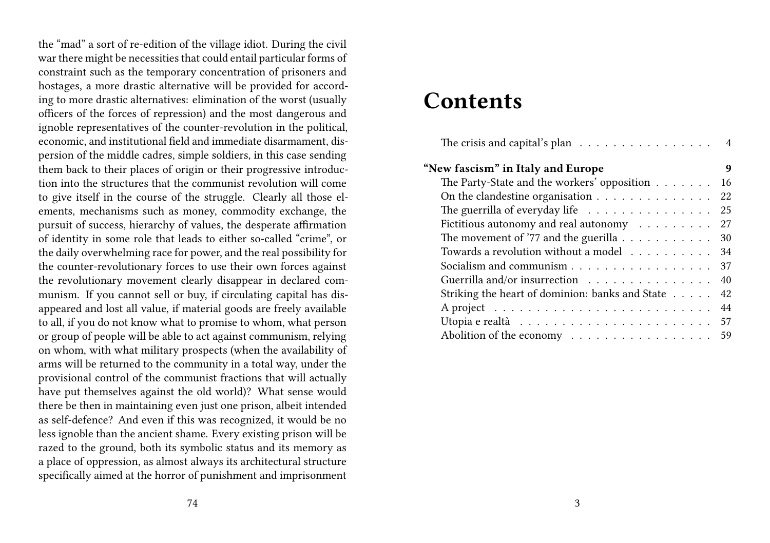the "mad" a sort of re-edition of the village idiot. During the civil war there might be necessities that could entail particular forms of constraint such as the temporary concentration of prisoners and hostages, a more drastic alternative will be provided for according to more drastic alternatives: elimination of the worst (usually officers of the forces of repression) and the most dangerous and ignoble representatives of the counter-revolution in the political, economic, and institutional field and immediate disarmament, dispersion of the middle cadres, simple soldiers, in this case sending them back to their places of origin or their progressive introduction into the structures that the communist revolution will come to give itself in the course of the struggle. Clearly all those elements, mechanisms such as money, commodity exchange, the pursuit of success, hierarchy of values, the desperate affirmation of identity in some role that leads to either so-called "crime", or the daily overwhelming race for power, and the real possibility for the counter-revolutionary forces to use their own forces against the revolutionary movement clearly disappear in declared communism. If you cannot sell or buy, if circulating capital has disappeared and lost all value, if material goods are freely available to all, if you do not know what to promise to whom, what person or group of people will be able to act against communism, relying on whom, with what military prospects (when the availability of arms will be returned to the community in a total way, under the provisional control of the communist fractions that will actually have put themselves against the old world)? What sense would there be then in maintaining even just one prison, albeit intended as self-defence? And even if this was recognized, it would be no less ignoble than the ancient shame. Every existing prison will be razed to the ground, both its symbolic status and its memory as a place of oppression, as almost always its architectural structure specifically aimed at the horror of punishment and imprisonment

# Contents

- The crisis and capital's plan . . . 4
- **"New fascism" in Italy and Europe . . . 9**
  - The Party-State and the workers' opposition . . . 16
  - On the clandestine organisation . . . 22
  - The guerrilla of everyday life . . . 25
  - Fictitious autonomy and real autonomy . . . 27
  - The movement of '77 and the guerilla . . . 30
  - Towards a revolution without a model . . . 34
  - Socialism and communism . . . 37
  - Guerrilla and/or insurrection . . . 40
  - Striking the heart of dominion: banks and State . . . 42
  - A project . . . 44
  - Utopia e realtà . . . 57
  - Abolition of the economy . . . 59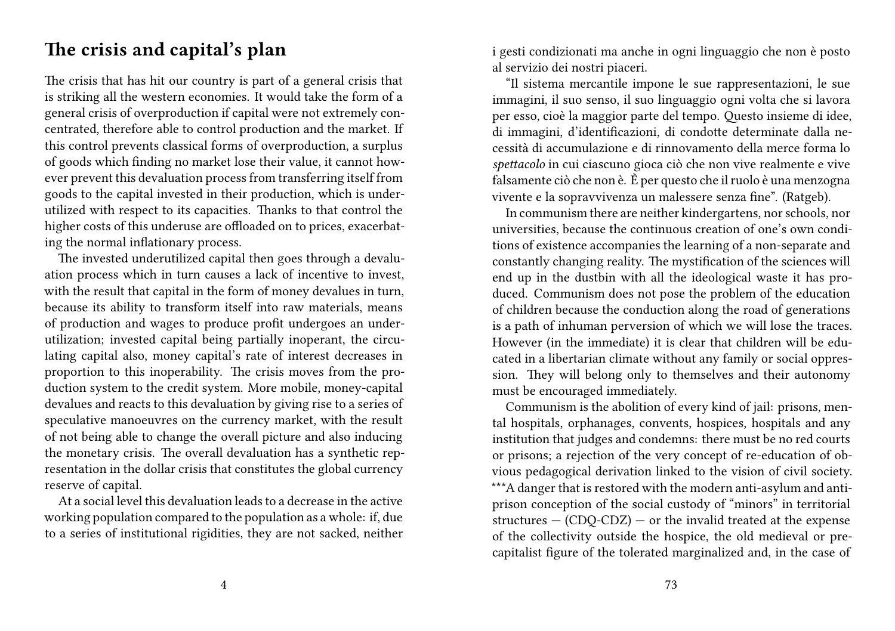## The crisis and capital's plan

The crisis that has hit our country is part of a general crisis that is striking all the western economies. It would take the form of a general crisis of overproduction if capital were not extremely concentrated, therefore able to control production and the market. If this control prevents classical forms of overproduction, a surplus of goods which finding no market lose their value, it cannot however prevent this devaluation process from transferring itself from goods to the capital invested in their production, which is underutilized with respect to its capacities. Thanks to that control the higher costs of this underuse are offloaded on to prices, exacerbating the normal inflationary process.

The invested underutilized capital then goes through a devaluation process which in turn causes a lack of incentive to invest, with the result that capital in the form of money devalues in turn, because its ability to transform itself into raw materials, means of production and wages to produce profit undergoes an underutilization; invested capital being partially inoperant, the circulating capital also, money capital's rate of interest decreases in proportion to this inoperability. The crisis moves from the production system to the credit system. More mobile, money-capital devalues and reacts to this devaluation by giving rise to a series of speculative manoeuvres on the currency market, with the result of not being able to change the overall picture and also inducing the monetary crisis. The overall devaluation has a synthetic representation in the dollar crisis that constitutes the global currency reserve of capital.

At a social level this devaluation leads to a decrease in the active working population compared to the population as a whole: if, due to a series of institutional rigidities, they are not sacked, neither

i gesti condizionati ma anche in ogni linguaggio che non è posto al servizio dei nostri piaceri.

"Il sistema mercantile impone le sue rappresentazioni, le sue immagini, il suo senso, il suo linguaggio ogni volta che si lavora per esso, cioè la maggior parte del tempo. Questo insieme di idee, di immagini, d'identificazioni, di condotte determinate dalla necessità di accumulazione e di rinnovamento della merce forma lo *spettacolo* in cui ciascuno gioca ciò che non vive realmente e vive falsamente ciò che non è. È per questo che il ruolo è una menzogna vivente e la sopravvivenza un malessere senza fine". (Ratgeb).

In communism there are neither kindergartens, nor schools, nor universities, because the continuous creation of one's own conditions of existence accompanies the learning of a non-separate and constantly changing reality. The mystification of the sciences will end up in the dustbin with all the ideological waste it has produced. Communism does not pose the problem of the education of children because the conduction along the road of generations is a path of inhuman perversion of which we will lose the traces. However (in the immediate) it is clear that children will be educated in a libertarian climate without any family or social oppression. They will belong only to themselves and their autonomy must be encouraged immediately.

Communism is the abolition of every kind of jail: prisons, mental hospitals, orphanages, convents, hospices, hospitals and any institution that judges and condemns: there must be no red courts or prisons; a rejection of the very concept of re-education of obvious pedagogical derivation linked to the vision of civil society. ***A danger that is restored with the modern anti-asylum and anti-prison conception of the social custody of "minors" in territorial structures — (CDQ-CDZ) — or the invalid treated at the expense of the collectivity outside the hospice, the old medieval or pre-capitalist figure of the tolerated marginalized and, in the case of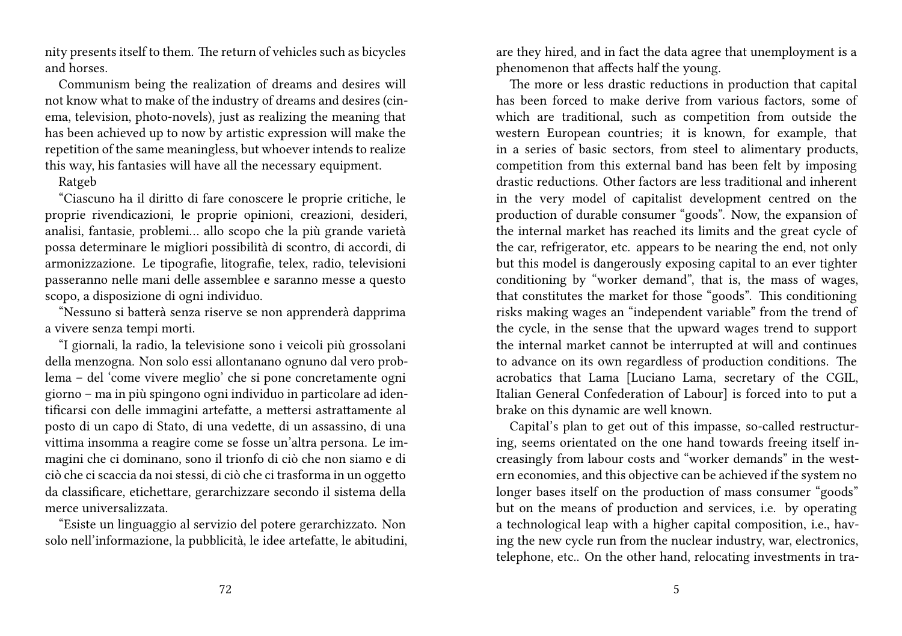nity presents itself to them. The return of vehicles such as bicycles and horses.

Communism being the realization of dreams and desires will not know what to make of the industry of dreams and desires (cinema, television, photo-novels), just as realizing the meaning that has been achieved up to now by artistic expression will make the repetition of the same meaningless, but whoever intends to realize this way, his fantasies will have all the necessary equipment.

Ratgeb

"Ciascuno ha il diritto di fare conoscere le proprie critiche, le proprie rivendicazioni, le proprie opinioni, creazioni, desideri, analisi, fantasie, problemi… allo scopo che la più grande varietà possa determinare le migliori possibilità di scontro, di accordi, di armonizzazione. Le tipografie, litografie, telex, radio, televisioni passeranno nelle mani delle assemblee e saranno messe a questo scopo, a disposizione di ogni individuo.

"Nessuno si batterà senza riserve se non apprenderà dapprima a vivere senza tempi morti.

"I giornali, la radio, la televisione sono i veicoli più grossolani della menzogna. Non solo essi allontanano ognuno dal vero problema – del 'come vivere meglio' che si pone concretamente ogni giorno – ma in più spingono ogni individuo in particolare ad identificarsi con delle immagini artefatte, a mettersi astrattamente al posto di un capo di Stato, di una vedette, di un assassino, di una vittima insomma a reagire come se fosse un'altra persona. Le immagini che ci dominano, sono il trionfo di ciò che non siamo e di ciò che ci scaccia da noi stessi, di ciò che ci trasforma in un oggetto da classificare, etichettare, gerarchizzare secondo il sistema della merce universalizzata.

"Esiste un linguaggio al servizio del potere gerarchizzato. Non solo nell'informazione, la pubblicità, le idee artefatte, le abitudini,

are they hired, and in fact the data agree that unemployment is a phenomenon that affects half the young.

The more or less drastic reductions in production that capital has been forced to make derive from various factors, some of which are traditional, such as competition from outside the western European countries; it is known, for example, that in a series of basic sectors, from steel to alimentary products, competition from this external band has been felt by imposing drastic reductions. Other factors are less traditional and inherent in the very model of capitalist development centred on the production of durable consumer "goods". Now, the expansion of the internal market has reached its limits and the great cycle of the car, refrigerator, etc. appears to be nearing the end, not only but this model is dangerously exposing capital to an ever tighter conditioning by "worker demand", that is, the mass of wages, that constitutes the market for those "goods". This conditioning risks making wages an "independent variable" from the trend of the cycle, in the sense that the upward wages trend to support the internal market cannot be interrupted at will and continues to advance on its own regardless of production conditions. The acrobatics that Lama [Luciano Lama, secretary of the CGIL, Italian General Confederation of Labour] is forced into to put a brake on this dynamic are well known.

Capital's plan to get out of this impasse, so-called restructuring, seems orientated on the one hand towards freeing itself increasingly from labour costs and "worker demands" in the western economies, and this objective can be achieved if the system no longer bases itself on the production of mass consumer "goods" but on the means of production and services, i.e. by operating a technological leap with a higher capital composition, i.e., having the new cycle run from the nuclear industry, war, electronics, telephone, etc.. On the other hand, relocating investments in tra-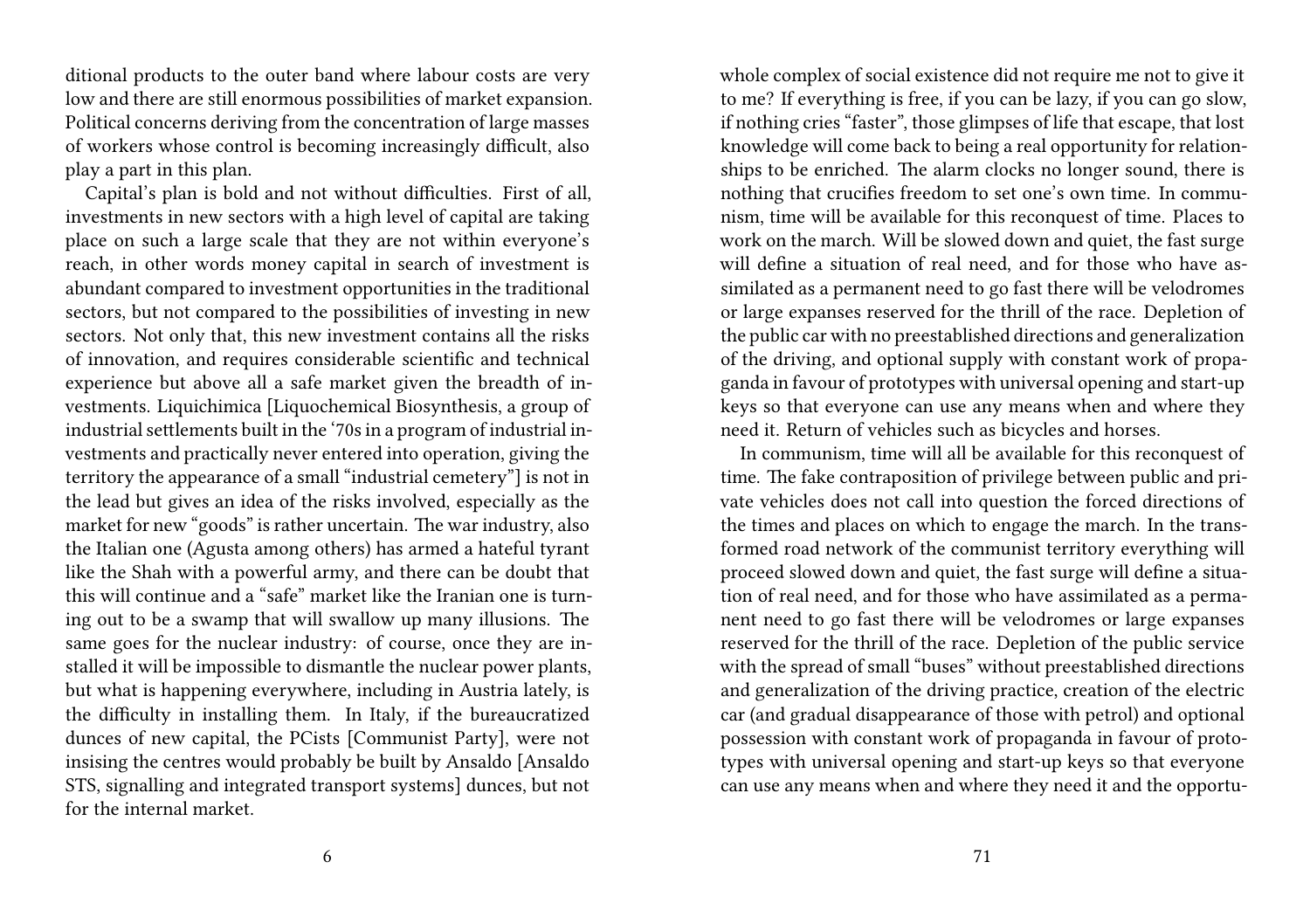ditional products to the outer band where labour costs are very low and there are still enormous possibilities of market expansion. Political concerns deriving from the concentration of large masses of workers whose control is becoming increasingly difficult, also play a part in this plan.

Capital's plan is bold and not without difficulties. First of all, investments in new sectors with a high level of capital are taking place on such a large scale that they are not within everyone's reach, in other words money capital in search of investment is abundant compared to investment opportunities in the traditional sectors, but not compared to the possibilities of investing in new sectors. Not only that, this new investment contains all the risks of innovation, and requires considerable scientific and technical experience but above all a safe market given the breadth of investments. Liquichimica [Liquochemical Biosynthesis, a group of industrial settlements built in the '70s in a program of industrial investments and practically never entered into operation, giving the territory the appearance of a small "industrial cemetery"] is not in the lead but gives an idea of the risks involved, especially as the market for new "goods" is rather uncertain. The war industry, also the Italian one (Agusta among others) has armed a hateful tyrant like the Shah with a powerful army, and there can be doubt that this will continue and a "safe" market like the Iranian one is turning out to be a swamp that will swallow up many illusions. The same goes for the nuclear industry: of course, once they are installed it will be impossible to dismantle the nuclear power plants, but what is happening everywhere, including in Austria lately, is the difficulty in installing them. In Italy, if the bureaucratized dunces of new capital, the PCists [Communist Party], were not insising the centres would probably be built by Ansaldo [Ansaldo STS, signalling and integrated transport systems] dunces, but not for the internal market.

whole complex of social existence did not require me not to give it to me? If everything is free, if you can be lazy, if you can go slow, if nothing cries "faster", those glimpses of life that escape, that lost knowledge will come back to being a real opportunity for relationships to be enriched. The alarm clocks no longer sound, there is nothing that crucifies freedom to set one's own time. In communism, time will be available for this reconquest of time. Places to work on the march. Will be slowed down and quiet, the fast surge will define a situation of real need, and for those who have assimilated as a permanent need to go fast there will be velodromes or large expanses reserved for the thrill of the race. Depletion of the public car with no preestablished directions and generalization of the driving, and optional supply with constant work of propaganda in favour of prototypes with universal opening and start-up keys so that everyone can use any means when and where they need it. Return of vehicles such as bicycles and horses.

In communism, time will all be available for this reconquest of time. The fake contraposition of privilege between public and private vehicles does not call into question the forced directions of the times and places on which to engage the march. In the transformed road network of the communist territory everything will proceed slowed down and quiet, the fast surge will define a situation of real need, and for those who have assimilated as a permanent need to go fast there will be velodromes or large expanses reserved for the thrill of the race. Depletion of the public service with the spread of small "buses" without preestablished directions and generalization of the driving practice, creation of the electric car (and gradual disappearance of those with petrol) and optional possession with constant work of propaganda in favour of prototypes with universal opening and start-up keys so that everyone can use any means when and where they need it and the opportu-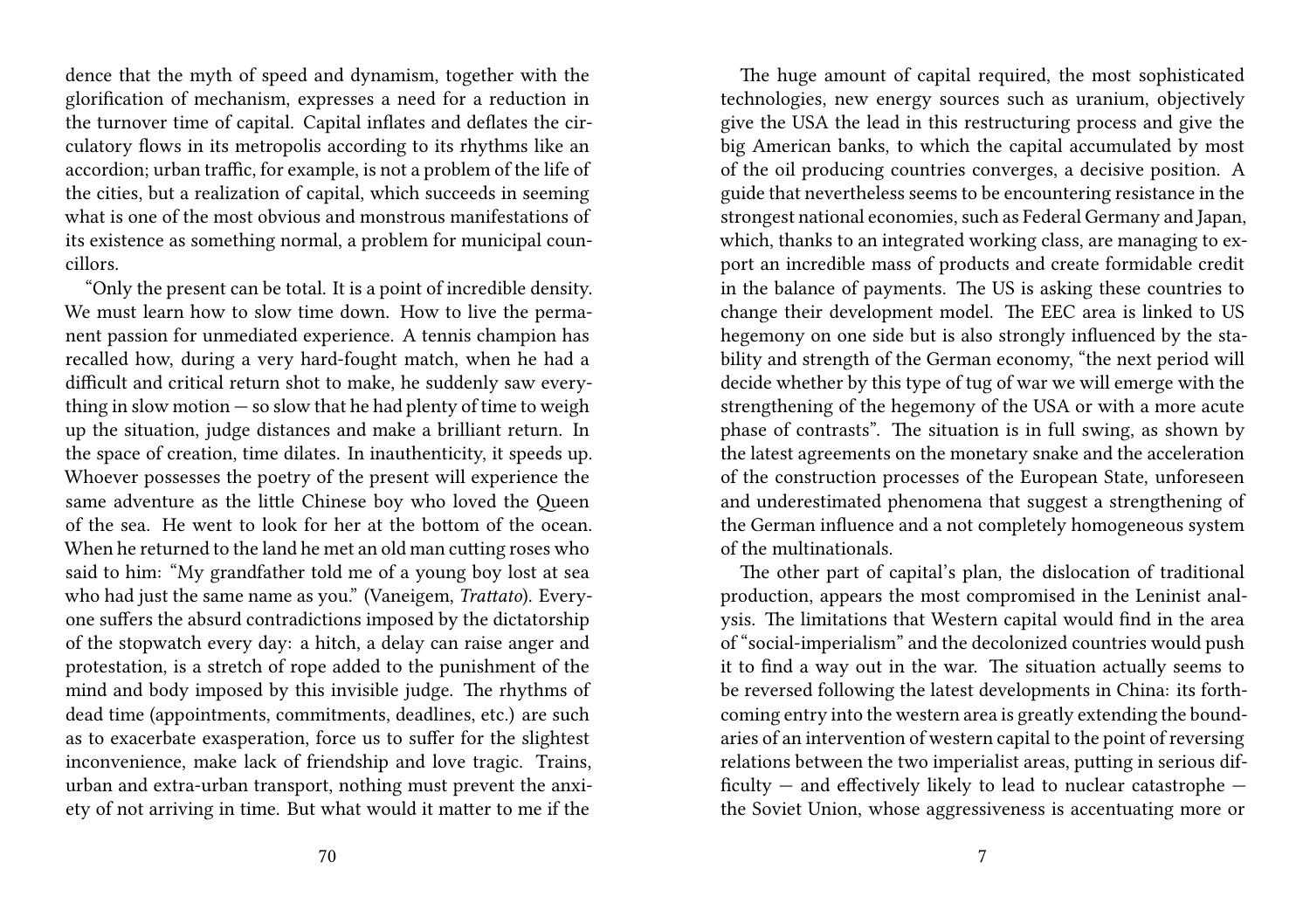dence that the myth of speed and dynamism, together with the glorification of mechanism, expresses a need for a reduction in the turnover time of capital. Capital inflates and deflates the circulatory flows in its metropolis according to its rhythms like an accordion; urban traffic, for example, is not a problem of the life of the cities, but a realization of capital, which succeeds in seeming what is one of the most obvious and monstrous manifestations of its existence as something normal, a problem for municipal councillors.

"Only the present can be total. It is a point of incredible density. We must learn how to slow time down. How to live the permanent passion for unmediated experience. A tennis champion has recalled how, during a very hard-fought match, when he had a difficult and critical return shot to make, he suddenly saw everything in slow motion — so slow that he had plenty of time to weigh up the situation, judge distances and make a brilliant return. In the space of creation, time dilates. In inauthenticity, it speeds up. Whoever possesses the poetry of the present will experience the same adventure as the little Chinese boy who loved the Queen of the sea. He went to look for her at the bottom of the ocean. When he returned to the land he met an old man cutting roses who said to him: "My grandfather told me of a young boy lost at sea who had just the same name as you." (Vaneigem, *Trattato*). Everyone suffers the absurd contradictions imposed by the dictatorship of the stopwatch every day: a hitch, a delay can raise anger and protestation, is a stretch of rope added to the punishment of the mind and body imposed by this invisible judge. The rhythms of dead time (appointments, commitments, deadlines, etc.) are such as to exacerbate exasperation, force us to suffer for the slightest inconvenience, make lack of friendship and love tragic. Trains, urban and extra-urban transport, nothing must prevent the anxiety of not arriving in time. But what would it matter to me if the

The huge amount of capital required, the most sophisticated technologies, new energy sources such as uranium, objectively give the USA the lead in this restructuring process and give the big American banks, to which the capital accumulated by most of the oil producing countries converges, a decisive position. A guide that nevertheless seems to be encountering resistance in the strongest national economies, such as Federal Germany and Japan, which, thanks to an integrated working class, are managing to export an incredible mass of products and create formidable credit in the balance of payments. The US is asking these countries to change their development model. The EEC area is linked to US hegemony on one side but is also strongly influenced by the stability and strength of the German economy, "the next period will decide whether by this type of tug of war we will emerge with the strengthening of the hegemony of the USA or with a more acute phase of contrasts". The situation is in full swing, as shown by the latest agreements on the monetary snake and the acceleration of the construction processes of the European State, unforeseen and underestimated phenomena that suggest a strengthening of the German influence and a not completely homogeneous system of the multinationals.

The other part of capital's plan, the dislocation of traditional production, appears the most compromised in the Leninist analysis. The limitations that Western capital would find in the area of "social-imperialism" and the decolonized countries would push it to find a way out in the war. The situation actually seems to be reversed following the latest developments in China: its forthcoming entry into the western area is greatly extending the boundaries of an intervention of western capital to the point of reversing relations between the two imperialist areas, putting in serious difficulty — and effectively likely to lead to nuclear catastrophe — the Soviet Union, whose aggressiveness is accentuating more or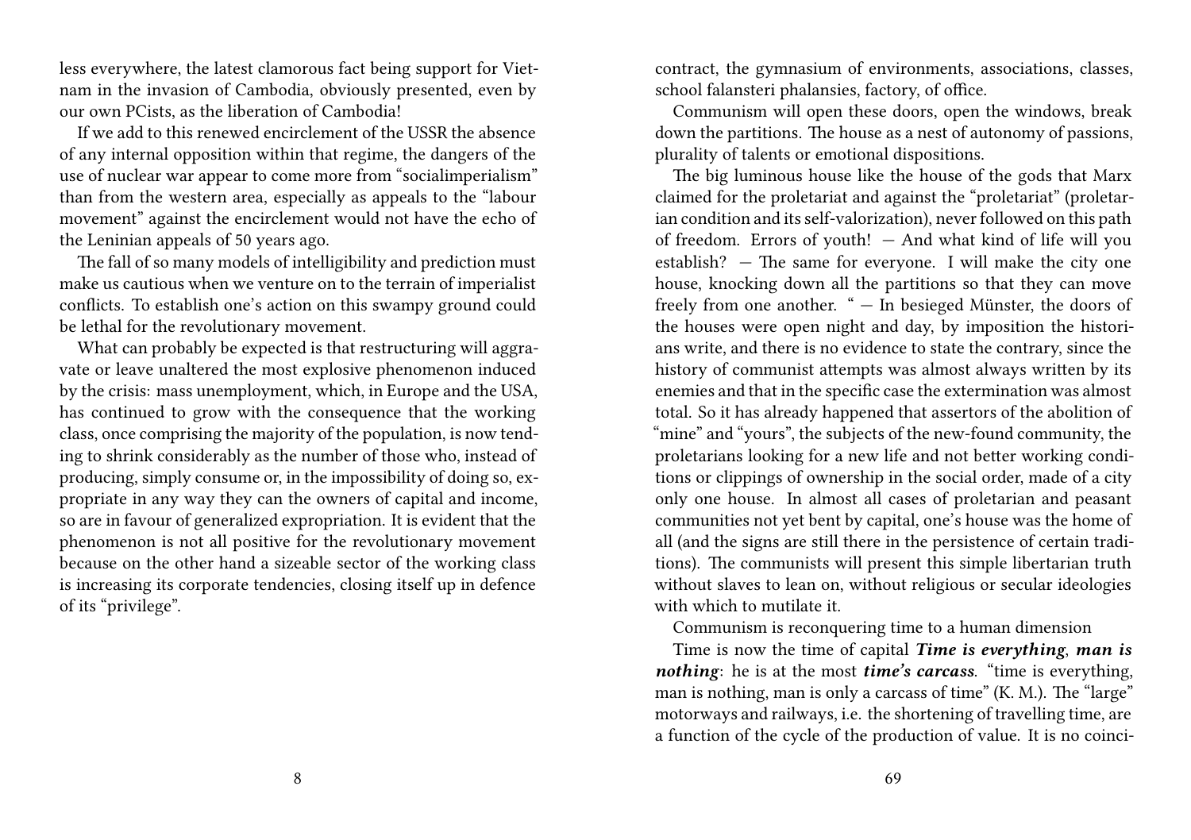less everywhere, the latest clamorous fact being support for Vietnam in the invasion of Cambodia, obviously presented, even by our own PCists, as the liberation of Cambodia!

If we add to this renewed encirclement of the USSR the absence of any internal opposition within that regime, the dangers of the use of nuclear war appear to come more from "socialimperialism" than from the western area, especially as appeals to the "labour movement" against the encirclement would not have the echo of the Leninian appeals of 50 years ago.

The fall of so many models of intelligibility and prediction must make us cautious when we venture on to the terrain of imperialist conflicts. To establish one's action on this swampy ground could be lethal for the revolutionary movement.

What can probably be expected is that restructuring will aggravate or leave unaltered the most explosive phenomenon induced by the crisis: mass unemployment, which, in Europe and the USA, has continued to grow with the consequence that the working class, once comprising the majority of the population, is now tending to shrink considerably as the number of those who, instead of producing, simply consume or, in the impossibility of doing so, expropriate in any way they can the owners of capital and income, so are in favour of generalized expropriation. It is evident that the phenomenon is not all positive for the revolutionary movement because on the other hand a sizeable sector of the working class is increasing its corporate tendencies, closing itself up in defence of its "privilege".

contract, the gymnasium of environments, associations, classes, school falansteri phalansies, factory, of office.

Communism will open these doors, open the windows, break down the partitions. The house as a nest of autonomy of passions, plurality of talents or emotional dispositions.

The big luminous house like the house of the gods that Marx claimed for the proletariat and against the "proletariat" (proletarian condition and its self-valorization), never followed on this path of freedom. Errors of youth! — And what kind of life will you establish? — The same for everyone. I will make the city one house, knocking down all the partitions so that they can move freely from one another. " — In besieged Münster, the doors of the houses were open night and day, by imposition the historians write, and there is no evidence to state the contrary, since the history of communist attempts was almost always written by its enemies and that in the specific case the extermination was almost total. So it has already happened that assertors of the abolition of "mine" and "yours", the subjects of the new-found community, the proletarians looking for a new life and not better working conditions or clippings of ownership in the social order, made of a city only one house. In almost all cases of proletarian and peasant communities not yet bent by capital, one's house was the home of all (and the signs are still there in the persistence of certain traditions). The communists will present this simple libertarian truth without slaves to lean on, without religious or secular ideologies with which to mutilate it.

Communism is reconquering time to a human dimension

Time is now the time of capital ***Time is everything***, ***man is nothing***: he is at the most ***time's carcass***. "time is everything, man is nothing, man is only a carcass of time" (K. M.). The "large" motorways and railways, i.e. the shortening of travelling time, are a function of the cycle of the production of value. It is no coinci-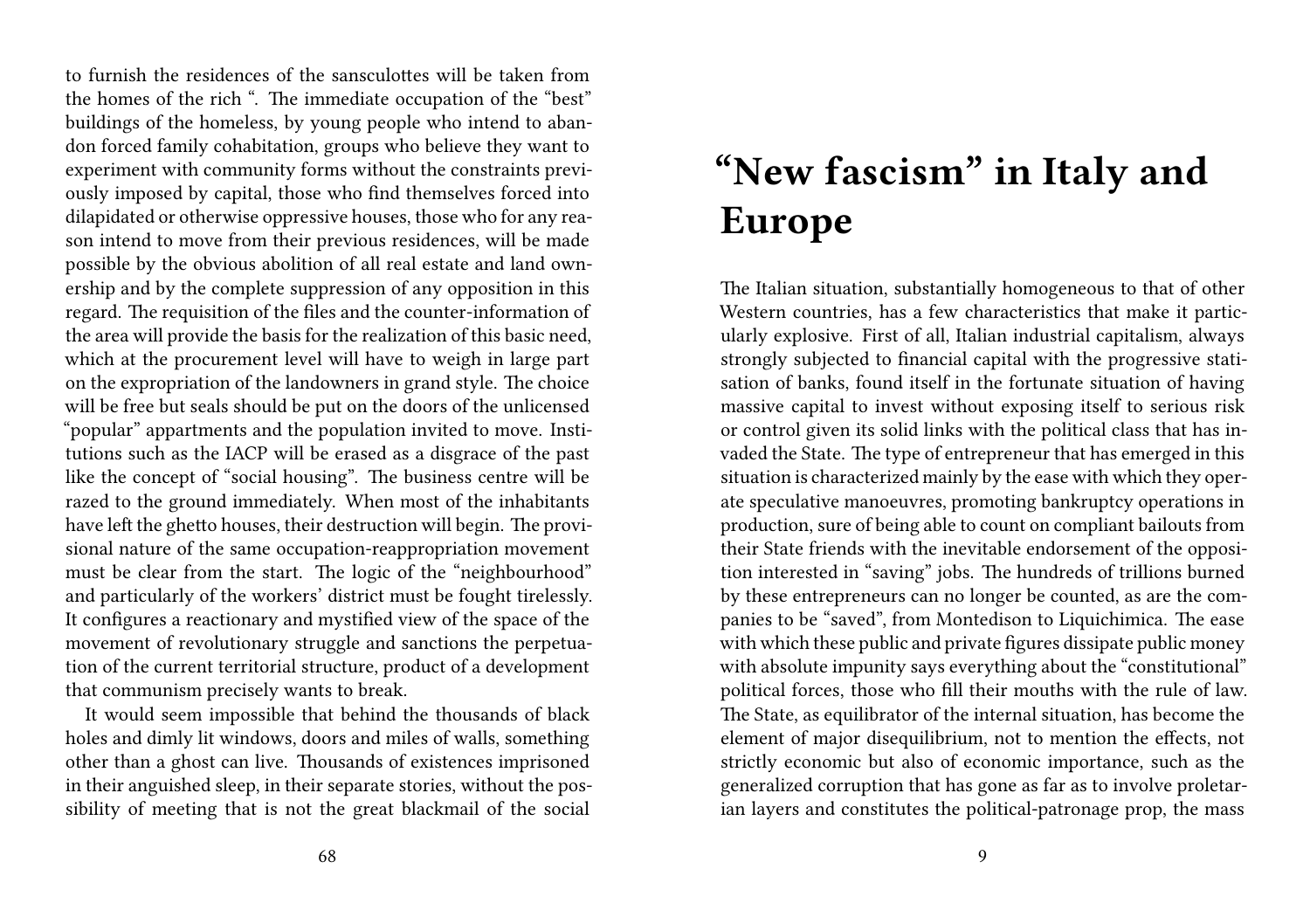to furnish the residences of the sansculottes will be taken from the homes of the rich ". The immediate occupation of the "best" buildings of the homeless, by young people who intend to abandon forced family cohabitation, groups who believe they want to experiment with community forms without the constraints previously imposed by capital, those who find themselves forced into dilapidated or otherwise oppressive houses, those who for any reason intend to move from their previous residences, will be made possible by the obvious abolition of all real estate and land ownership and by the complete suppression of any opposition in this regard. The requisition of the files and the counter-information of the area will provide the basis for the realization of this basic need, which at the procurement level will have to weigh in large part on the expropriation of the landowners in grand style. The choice will be free but seals should be put on the doors of the unlicensed "popular" appartments and the population invited to move. Institutions such as the IACP will be erased as a disgrace of the past like the concept of "social housing". The business centre will be razed to the ground immediately. When most of the inhabitants have left the ghetto houses, their destruction will begin. The provisional nature of the same occupation-reappropriation movement must be clear from the start. The logic of the "neighbourhood" and particularly of the workers' district must be fought tirelessly. It configures a reactionary and mystified view of the space of the movement of revolutionary struggle and sanctions the perpetuation of the current territorial structure, product of a development that communism precisely wants to break.

It would seem impossible that behind the thousands of black holes and dimly lit windows, doors and miles of walls, something other than a ghost can live. Thousands of existences imprisoned in their anguished sleep, in their separate stories, without the possibility of meeting that is not the great blackmail of the social

# "New fascism" in Italy and Europe

The Italian situation, substantially homogeneous to that of other Western countries, has a few characteristics that make it particularly explosive. First of all, Italian industrial capitalism, always strongly subjected to financial capital with the progressive statisation of banks, found itself in the fortunate situation of having massive capital to invest without exposing itself to serious risk or control given its solid links with the political class that has invaded the State. The type of entrepreneur that has emerged in this situation is characterized mainly by the ease with which they operate speculative manoeuvres, promoting bankruptcy operations in production, sure of being able to count on compliant bailouts from their State friends with the inevitable endorsement of the opposition interested in "saving" jobs. The hundreds of trillions burned by these entrepreneurs can no longer be counted, as are the companies to be "saved", from Montedison to Liquichimica. The ease with which these public and private figures dissipate public money with absolute impunity says everything about the "constitutional" political forces, those who fill their mouths with the rule of law. The State, as equilibrator of the internal situation, has become the element of major disequilibrium, not to mention the effects, not strictly economic but also of economic importance, such as the generalized corruption that has gone as far as to involve proletarian layers and constitutes the political-patronage prop, the mass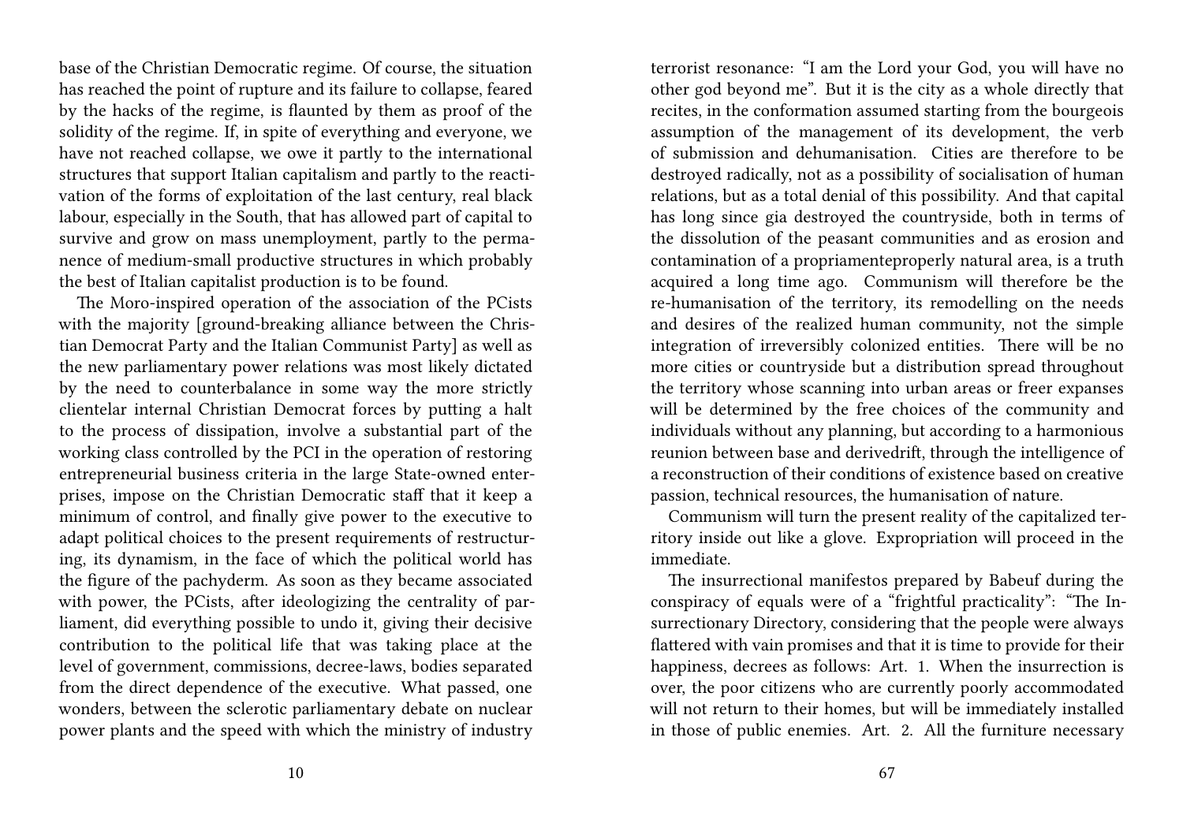base of the Christian Democratic regime. Of course, the situation has reached the point of rupture and its failure to collapse, feared by the hacks of the regime, is flaunted by them as proof of the solidity of the regime. If, in spite of everything and everyone, we have not reached collapse, we owe it partly to the international structures that support Italian capitalism and partly to the reactivation of the forms of exploitation of the last century, real black labour, especially in the South, that has allowed part of capital to survive and grow on mass unemployment, partly to the permanence of medium-small productive structures in which probably the best of Italian capitalist production is to be found.

The Moro-inspired operation of the association of the PCists with the majority [ground-breaking alliance between the Christian Democrat Party and the Italian Communist Party] as well as the new parliamentary power relations was most likely dictated by the need to counterbalance in some way the more strictly clientelar internal Christian Democrat forces by putting a halt to the process of dissipation, involve a substantial part of the working class controlled by the PCI in the operation of restoring entrepreneurial business criteria in the large State-owned enterprises, impose on the Christian Democratic staff that it keep a minimum of control, and finally give power to the executive to adapt political choices to the present requirements of restructuring, its dynamism, in the face of which the political world has the figure of the pachyderm. As soon as they became associated with power, the PCists, after ideologizing the centrality of parliament, did everything possible to undo it, giving their decisive contribution to the political life that was taking place at the level of government, commissions, decree-laws, bodies separated from the direct dependence of the executive. What passed, one wonders, between the sclerotic parliamentary debate on nuclear power plants and the speed with which the ministry of industry

terrorist resonance: "I am the Lord your God, you will have no other god beyond me". But it is the city as a whole directly that recites, in the conformation assumed starting from the bourgeois assumption of the management of its development, the verb of submission and dehumanisation. Cities are therefore to be destroyed radically, not as a possibility of socialisation of human relations, but as a total denial of this possibility. And that capital has long since gia destroyed the countryside, both in terms of the dissolution of the peasant communities and as erosion and contamination of a propriamenteproperly natural area, is a truth acquired a long time ago. Communism will therefore be the re-humanisation of the territory, its remodelling on the needs and desires of the realized human community, not the simple integration of irreversibly colonized entities. There will be no more cities or countryside but a distribution spread throughout the territory whose scanning into urban areas or freer expanses will be determined by the free choices of the community and individuals without any planning, but according to a harmonious reunion between base and derivedrift, through the intelligence of a reconstruction of their conditions of existence based on creative passion, technical resources, the humanisation of nature.

Communism will turn the present reality of the capitalized territory inside out like a glove. Expropriation will proceed in the immediate.

The insurrectional manifestos prepared by Babeuf during the conspiracy of equals were of a "frightful practicality": "The Insurrectionary Directory, considering that the people were always flattered with vain promises and that it is time to provide for their happiness, decrees as follows: Art. 1. When the insurrection is over, the poor citizens who are currently poorly accommodated will not return to their homes, but will be immediately installed in those of public enemies. Art. 2. All the furniture necessary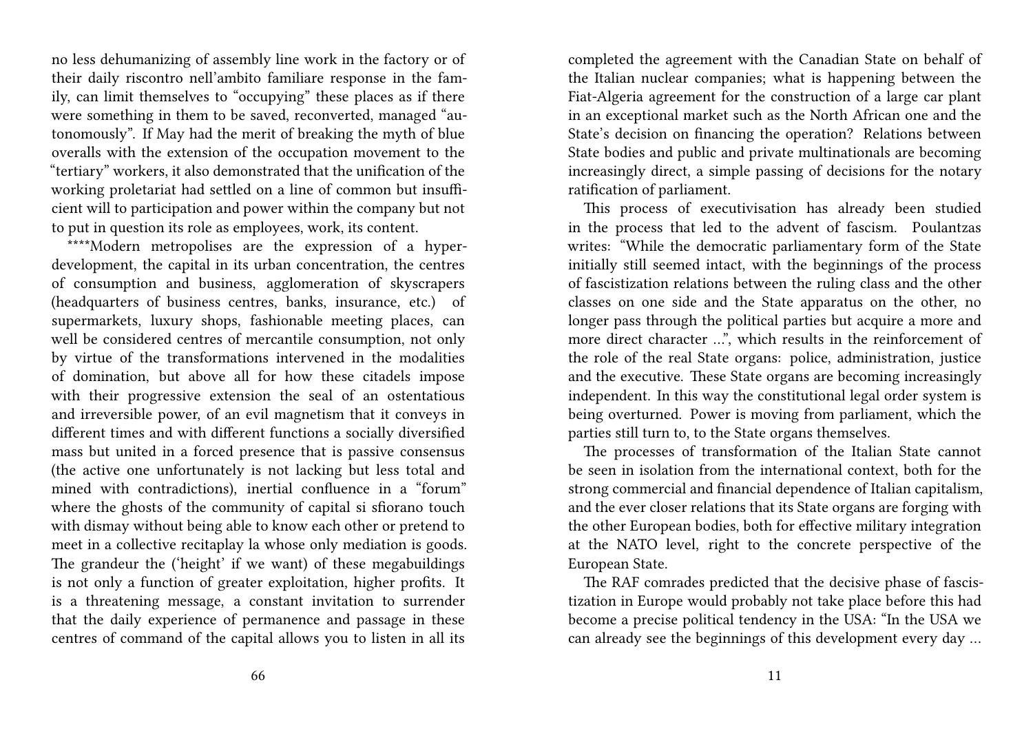no less dehumanizing of assembly line work in the factory or of their daily riscontro nell'ambito familiare response in the family, can limit themselves to "occupying" these places as if there were something in them to be saved, reconverted, managed "autonomously". If May had the merit of breaking the myth of blue overalls with the extension of the occupation movement to the "tertiary" workers, it also demonstrated that the unification of the working proletariat had settled on a line of common but insufficient will to participation and power within the company but not to put in question its role as employees, work, its content.

****Modern metropolises are the expression of a hyper-development, the capital in its urban concentration, the centres of consumption and business, agglomeration of skyscrapers (headquarters of business centres, banks, insurance, etc.) of supermarkets, luxury shops, fashionable meeting places, can well be considered centres of mercantile consumption, not only by virtue of the transformations intervened in the modalities of domination, but above all for how these citadels impose with their progressive extension the seal of an ostentatious and irreversible power, of an evil magnetism that it conveys in different times and with different functions a socially diversified mass but united in a forced presence that is passive consensus (the active one unfortunately is not lacking but less total and mined with contradictions), inertial confluence in a "forum" where the ghosts of the community of capital si sfiorano touch with dismay without being able to know each other or pretend to meet in a collective recitaplay la whose only mediation is goods. The grandeur the ('height' if we want) of these megabuildings is not only a function of greater exploitation, higher profits. It is a threatening message, a constant invitation to surrender that the daily experience of permanence and passage in these centres of command of the capital allows you to listen in all its

completed the agreement with the Canadian State on behalf of the Italian nuclear companies; what is happening between the Fiat-Algeria agreement for the construction of a large car plant in an exceptional market such as the North African one and the State's decision on financing the operation? Relations between State bodies and public and private multinationals are becoming increasingly direct, a simple passing of decisions for the notary ratification of parliament.

This process of executivisation has already been studied in the process that led to the advent of fascism. Poulantzas writes: "While the democratic parliamentary form of the State initially still seemed intact, with the beginnings of the process of fascistization relations between the ruling class and the other classes on one side and the State apparatus on the other, no longer pass through the political parties but acquire a more and more direct character ...", which results in the reinforcement of the role of the real State organs: police, administration, justice and the executive. These State organs are becoming increasingly independent. In this way the constitutional legal order system is being overturned. Power is moving from parliament, which the parties still turn to, to the State organs themselves.

The processes of transformation of the Italian State cannot be seen in isolation from the international context, both for the strong commercial and financial dependence of Italian capitalism, and the ever closer relations that its State organs are forging with the other European bodies, both for effective military integration at the NATO level, right to the concrete perspective of the European State.

The RAF comrades predicted that the decisive phase of fascistization in Europe would probably not take place before this had become a precise political tendency in the USA: "In the USA we can already see the beginnings of this development every day ...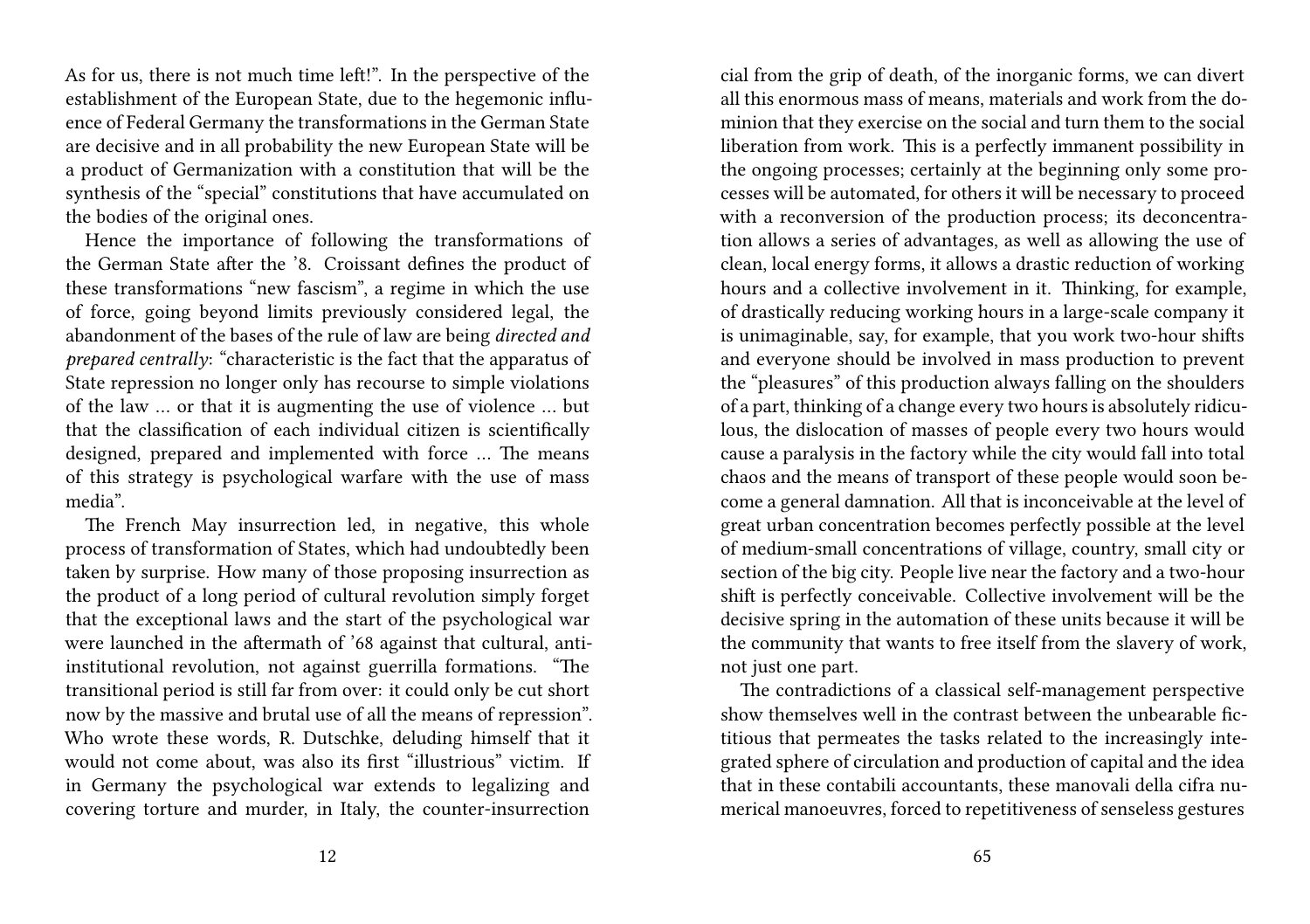As for us, there is not much time left!". In the perspective of the establishment of the European State, due to the hegemonic influence of Federal Germany the transformations in the German State are decisive and in all probability the new European State will be a product of Germanization with a constitution that will be the synthesis of the "special" constitutions that have accumulated on the bodies of the original ones.

Hence the importance of following the transformations of the German State after the '8. Croissant defines the product of these transformations "new fascism", a regime in which the use of force, going beyond limits previously considered legal, the abandonment of the bases of the rule of law are being *directed and prepared centrally*: "characteristic is the fact that the apparatus of State repression no longer only has recourse to simple violations of the law … or that it is augmenting the use of violence … but that the classification of each individual citizen is scientifically designed, prepared and implemented with force … The means of this strategy is psychological warfare with the use of mass media".

The French May insurrection led, in negative, this whole process of transformation of States, which had undoubtedly been taken by surprise. How many of those proposing insurrection as the product of a long period of cultural revolution simply forget that the exceptional laws and the start of the psychological war were launched in the aftermath of '68 against that cultural, anti-institutional revolution, not against guerrilla formations. "The transitional period is still far from over: it could only be cut short now by the massive and brutal use of all the means of repression". Who wrote these words, R. Dutschke, deluding himself that it would not come about, was also its first "illustrious" victim. If in Germany the psychological war extends to legalizing and covering torture and murder, in Italy, the counter-insurrection

cial from the grip of death, of the inorganic forms, we can divert all this enormous mass of means, materials and work from the dominion that they exercise on the social and turn them to the social liberation from work. This is a perfectly immanent possibility in the ongoing processes; certainly at the beginning only some processes will be automated, for others it will be necessary to proceed with a reconversion of the production process; its deconcentration allows a series of advantages, as well as allowing the use of clean, local energy forms, it allows a drastic reduction of working hours and a collective involvement in it. Thinking, for example, of drastically reducing working hours in a large-scale company it is unimaginable, say, for example, that you work two-hour shifts and everyone should be involved in mass production to prevent the "pleasures" of this production always falling on the shoulders of a part, thinking of a change every two hours is absolutely ridiculous, the dislocation of masses of people every two hours would cause a paralysis in the factory while the city would fall into total chaos and the means of transport of these people would soon become a general damnation. All that is inconceivable at the level of great urban concentration becomes perfectly possible at the level of medium-small concentrations of village, country, small city or section of the big city. People live near the factory and a two-hour shift is perfectly conceivable. Collective involvement will be the decisive spring in the automation of these units because it will be the community that wants to free itself from the slavery of work, not just one part.

The contradictions of a classical self-management perspective show themselves well in the contrast between the unbearable fictitious that permeates the tasks related to the increasingly integrated sphere of circulation and production of capital and the idea that in these contabili accountants, these manovali della cifra numerical manoeuvres, forced to repetitiveness of senseless gestures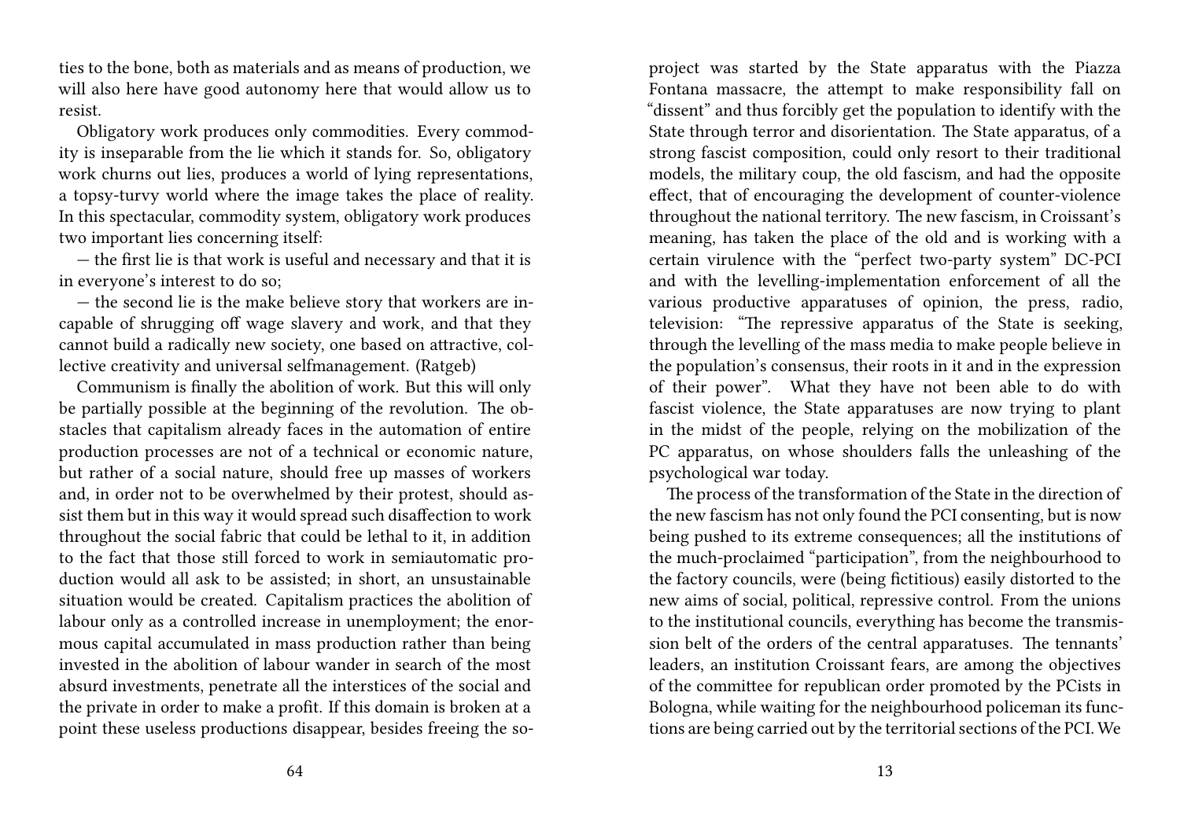ties to the bone, both as materials and as means of production, we will also here have good autonomy here that would allow us to resist.

Obligatory work produces only commodities. Every commodity is inseparable from the lie which it stands for. So, obligatory work churns out lies, produces a world of lying representations, a topsy-turvy world where the image takes the place of reality. In this spectacular, commodity system, obligatory work produces two important lies concerning itself:

— the first lie is that work is useful and necessary and that it is in everyone's interest to do so;

— the second lie is the make believe story that workers are incapable of shrugging off wage slavery and work, and that they cannot build a radically new society, one based on attractive, collective creativity and universal selfmanagement. (Ratgeb)

Communism is finally the abolition of work. But this will only be partially possible at the beginning of the revolution. The obstacles that capitalism already faces in the automation of entire production processes are not of a technical or economic nature, but rather of a social nature, should free up masses of workers and, in order not to be overwhelmed by their protest, should assist them but in this way it would spread such disaffection to work throughout the social fabric that could be lethal to it, in addition to the fact that those still forced to work in semiautomatic production would all ask to be assisted; in short, an unsustainable situation would be created. Capitalism practices the abolition of labour only as a controlled increase in unemployment; the enormous capital accumulated in mass production rather than being invested in the abolition of labour wander in search of the most absurd investments, penetrate all the interstices of the social and the private in order to make a profit. If this domain is broken at a point these useless productions disappear, besides freeing the so-

project was started by the State apparatus with the Piazza Fontana massacre, the attempt to make responsibility fall on "dissent" and thus forcibly get the population to identify with the State through terror and disorientation. The State apparatus, of a strong fascist composition, could only resort to their traditional models, the military coup, the old fascism, and had the opposite effect, that of encouraging the development of counter-violence throughout the national territory. The new fascism, in Croissant's meaning, has taken the place of the old and is working with a certain virulence with the "perfect two-party system" DC-PCI and with the levelling-implementation enforcement of all the various productive apparatuses of opinion, the press, radio, television: "The repressive apparatus of the State is seeking, through the levelling of the mass media to make people believe in the population's consensus, their roots in it and in the expression of their power". What they have not been able to do with fascist violence, the State apparatuses are now trying to plant in the midst of the people, relying on the mobilization of the PC apparatus, on whose shoulders falls the unleashing of the psychological war today.

The process of the transformation of the State in the direction of the new fascism has not only found the PCI consenting, but is now being pushed to its extreme consequences; all the institutions of the much-proclaimed "participation", from the neighbourhood to the factory councils, were (being fictitious) easily distorted to the new aims of social, political, repressive control. From the unions to the institutional councils, everything has become the transmission belt of the orders of the central apparatuses. The tennants' leaders, an institution Croissant fears, are among the objectives of the committee for republican order promoted by the PCists in Bologna, while waiting for the neighbourhood policeman its functions are being carried out by the territorial sections of the PCI. We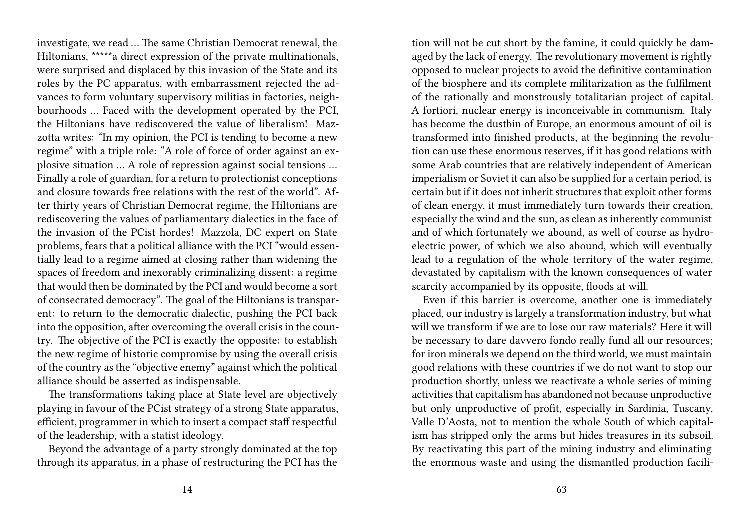investigate, we read … The same Christian Democrat renewal, the Hiltonians, *****a direct expression of the private multinationals, were surprised and displaced by this invasion of the State and its roles by the PC apparatus, with embarrassment rejected the advances to form voluntary supervisory militias in factories, neighbourhoods … Faced with the development operated by the PCI, the Hiltonians have rediscovered the value of liberalism! Mazzotta writes: "In my opinion, the PCI is tending to become a new regime" with a triple role: "A role of force of order against an explosive situation … A role of repression against social tensions … Finally a role of guardian, for a return to protectionist conceptions and closure towards free relations with the rest of the world". After thirty years of Christian Democrat regime, the Hiltonians are rediscovering the values of parliamentary dialectics in the face of the invasion of the PCist hordes! Mazzola, DC expert on State problems, fears that a political alliance with the PCI "would essentially lead to a regime aimed at closing rather than widening the spaces of freedom and inexorably criminalizing dissent: a regime that would then be dominated by the PCI and would become a sort of consecrated democracy". The goal of the Hiltonians is transparent: to return to the democratic dialectic, pushing the PCI back into the opposition, after overcoming the overall crisis in the country. The objective of the PCI is exactly the opposite: to establish the new regime of historic compromise by using the overall crisis of the country as the "objective enemy" against which the political alliance should be asserted as indispensable.

The transformations taking place at State level are objectively playing in favour of the PCist strategy of a strong State apparatus, efficient, programmer in which to insert a compact staff respectful of the leadership, with a statist ideology.

Beyond the advantage of a party strongly dominated at the top through its apparatus, in a phase of restructuring the PCI has the

tion will not be cut short by the famine, it could quickly be damaged by the lack of energy. The revolutionary movement is rightly opposed to nuclear projects to avoid the definitive contamination of the biosphere and its complete militarization as the fulfilment of the rationally and monstrously totalitarian project of capital. A fortiori, nuclear energy is inconceivable in communism. Italy has become the dustbin of Europe, an enormous amount of oil is transformed into finished products, at the beginning the revolution can use these enormous reserves, if it has good relations with some Arab countries that are relatively independent of American imperialism or Soviet it can also be supplied for a certain period, is certain but if it does not inherit structures that exploit other forms of clean energy, it must immediately turn towards their creation, especially the wind and the sun, as clean as inherently communist and of which fortunately we abound, as well of course as hydroelectric power, of which we also abound, which will eventually lead to a regulation of the whole territory of the water regime, devastated by capitalism with the known consequences of water scarcity accompanied by its opposite, floods at will.

Even if this barrier is overcome, another one is immediately placed, our industry is largely a transformation industry, but what will we transform if we are to lose our raw materials? Here it will be necessary to dare davvero fondo really fund all our resources; for iron minerals we depend on the third world, we must maintain good relations with these countries if we do not want to stop our production shortly, unless we reactivate a whole series of mining activities that capitalism has abandoned not because unproductive but only unproductive of profit, especially in Sardinia, Tuscany, Valle D'Aosta, not to mention the whole South of which capitalism has stripped only the arms but hides treasures in its subsoil. By reactivating this part of the mining industry and eliminating the enormous waste and using the dismantled production facili-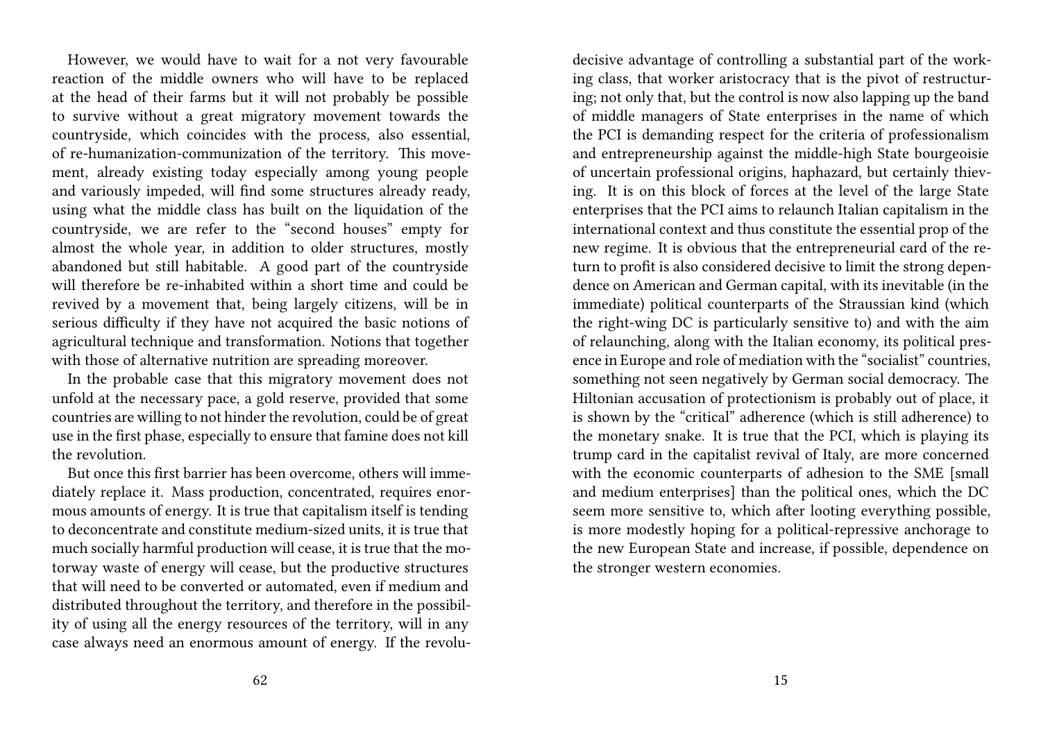However, we would have to wait for a not very favourable reaction of the middle owners who will have to be replaced at the head of their farms but it will not probably be possible to survive without a great migratory movement towards the countryside, which coincides with the process, also essential, of re-humanization-communization of the territory. This movement, already existing today especially among young people and variously impeded, will find some structures already ready, using what the middle class has built on the liquidation of the countryside, we are refer to the "second houses" empty for almost the whole year, in addition to older structures, mostly abandoned but still habitable. A good part of the countryside will therefore be re-inhabited within a short time and could be revived by a movement that, being largely citizens, will be in serious difficulty if they have not acquired the basic notions of agricultural technique and transformation. Notions that together with those of alternative nutrition are spreading moreover.

In the probable case that this migratory movement does not unfold at the necessary pace, a gold reserve, provided that some countries are willing to not hinder the revolution, could be of great use in the first phase, especially to ensure that famine does not kill the revolution.

But once this first barrier has been overcome, others will immediately replace it. Mass production, concentrated, requires enormous amounts of energy. It is true that capitalism itself is tending to deconcentrate and constitute medium-sized units, it is true that much socially harmful production will cease, it is true that the motorway waste of energy will cease, but the productive structures that will need to be converted or automated, even if medium and distributed throughout the territory, and therefore in the possibility of using all the energy resources of the territory, will in any case always need an enormous amount of energy. If the revolu-

decisive advantage of controlling a substantial part of the working class, that worker aristocracy that is the pivot of restructuring; not only that, but the control is now also lapping up the band of middle managers of State enterprises in the name of which the PCI is demanding respect for the criteria of professionalism and entrepreneurship against the middle-high State bourgeoisie of uncertain professional origins, haphazard, but certainly thieving. It is on this block of forces at the level of the large State enterprises that the PCI aims to relaunch Italian capitalism in the international context and thus constitute the essential prop of the new regime. It is obvious that the entrepreneurial card of the return to profit is also considered decisive to limit the strong dependence on American and German capital, with its inevitable (in the immediate) political counterparts of the Straussian kind (which the right-wing DC is particularly sensitive to) and with the aim of relaunching, along with the Italian economy, its political presence in Europe and role of mediation with the "socialist" countries, something not seen negatively by German social democracy. The Hiltonian accusation of protectionism is probably out of place, it is shown by the "critical" adherence (which is still adherence) to the monetary snake. It is true that the PCI, which is playing its trump card in the capitalist revival of Italy, are more concerned with the economic counterparts of adhesion to the SME [small and medium enterprises] than the political ones, which the DC seem more sensitive to, which after looting everything possible, is more modestly hoping for a political-repressive anchorage to the new European State and increase, if possible, dependence on the stronger western economies.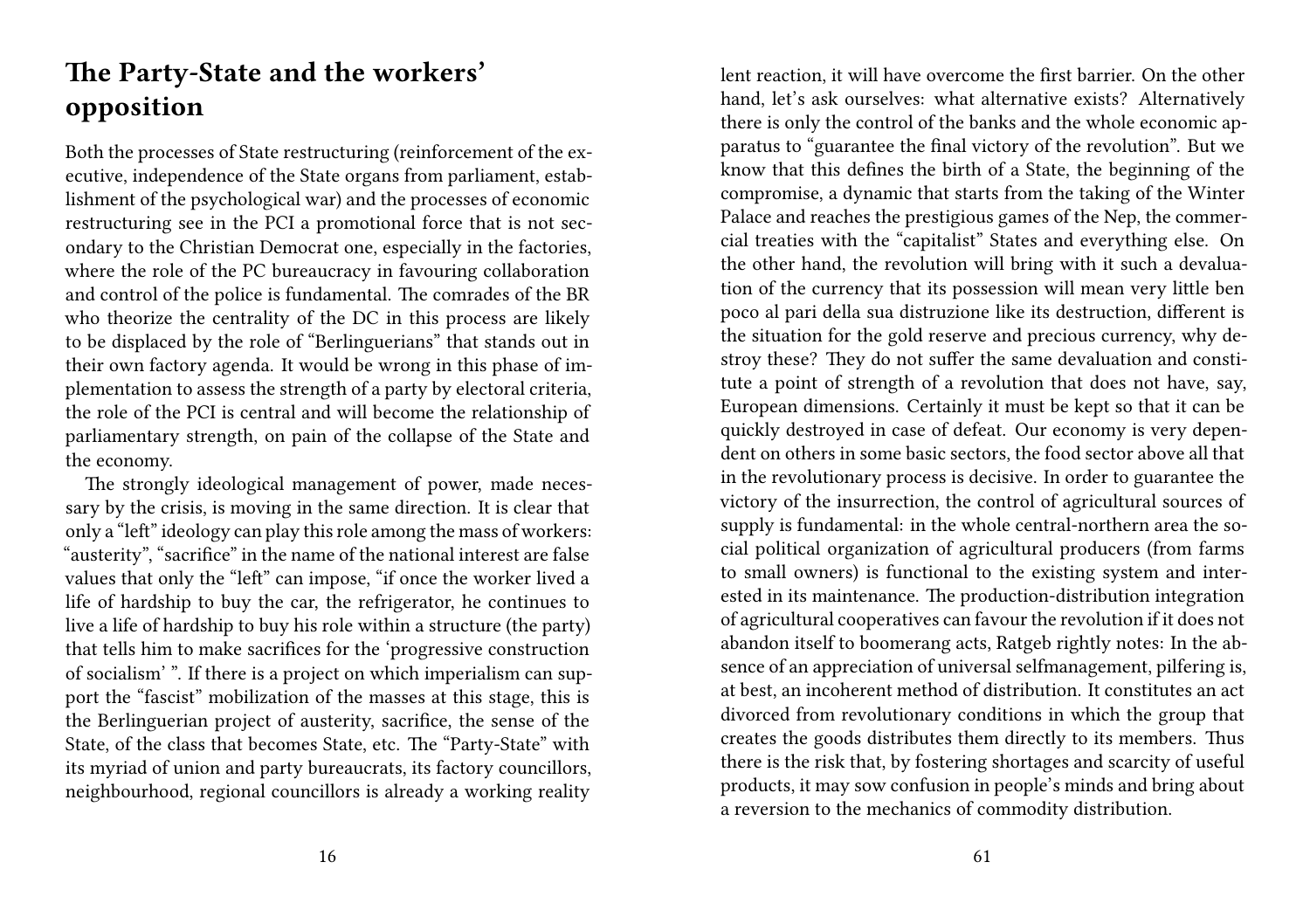## The Party-State and the workers' opposition

Both the processes of State restructuring (reinforcement of the executive, independence of the State organs from parliament, establishment of the psychological war) and the processes of economic restructuring see in the PCI a promotional force that is not secondary to the Christian Democrat one, especially in the factories, where the role of the PC bureaucracy in favouring collaboration and control of the police is fundamental. The comrades of the BR who theorize the centrality of the DC in this process are likely to be displaced by the role of "Berlinguerians" that stands out in their own factory agenda. It would be wrong in this phase of implementation to assess the strength of a party by electoral criteria, the role of the PCI is central and will become the relationship of parliamentary strength, on pain of the collapse of the State and the economy.

The strongly ideological management of power, made necessary by the crisis, is moving in the same direction. It is clear that only a "left" ideology can play this role among the mass of workers: "austerity", "sacrifice" in the name of the national interest are false values that only the "left" can impose, "if once the worker lived a life of hardship to buy the car, the refrigerator, he continues to live a life of hardship to buy his role within a structure (the party) that tells him to make sacrifices for the 'progressive construction of socialism' ". If there is a project on which imperialism can support the "fascist" mobilization of the masses at this stage, this is the Berlinguerian project of austerity, sacrifice, the sense of the State, of the class that becomes State, etc. The "Party-State" with its myriad of union and party bureaucrats, its factory councillors, neighbourhood, regional councillors is already a working reality

lent reaction, it will have overcome the first barrier. On the other hand, let's ask ourselves: what alternative exists? Alternatively there is only the control of the banks and the whole economic apparatus to "guarantee the final victory of the revolution". But we know that this defines the birth of a State, the beginning of the compromise, a dynamic that starts from the taking of the Winter Palace and reaches the prestigious games of the Nep, the commercial treaties with the "capitalist" States and everything else. On the other hand, the revolution will bring with it such a devaluation of the currency that its possession will mean very little ben poco al pari della sua distruzione like its destruction, different is the situation for the gold reserve and precious currency, why destroy these? They do not suffer the same devaluation and constitute a point of strength of a revolution that does not have, say, European dimensions. Certainly it must be kept so that it can be quickly destroyed in case of defeat. Our economy is very dependent on others in some basic sectors, the food sector above all that in the revolutionary process is decisive. In order to guarantee the victory of the insurrection, the control of agricultural sources of supply is fundamental: in the whole central-northern area the social political organization of agricultural producers (from farms to small owners) is functional to the existing system and interested in its maintenance. The production-distribution integration of agricultural cooperatives can favour the revolution if it does not abandon itself to boomerang acts, Ratgeb rightly notes: In the absence of an appreciation of universal selfmanagement, pilfering is, at best, an incoherent method of distribution. It constitutes an act divorced from revolutionary conditions in which the group that creates the goods distributes them directly to its members. Thus there is the risk that, by fostering shortages and scarcity of useful products, it may sow confusion in people's minds and bring about a reversion to the mechanics of commodity distribution.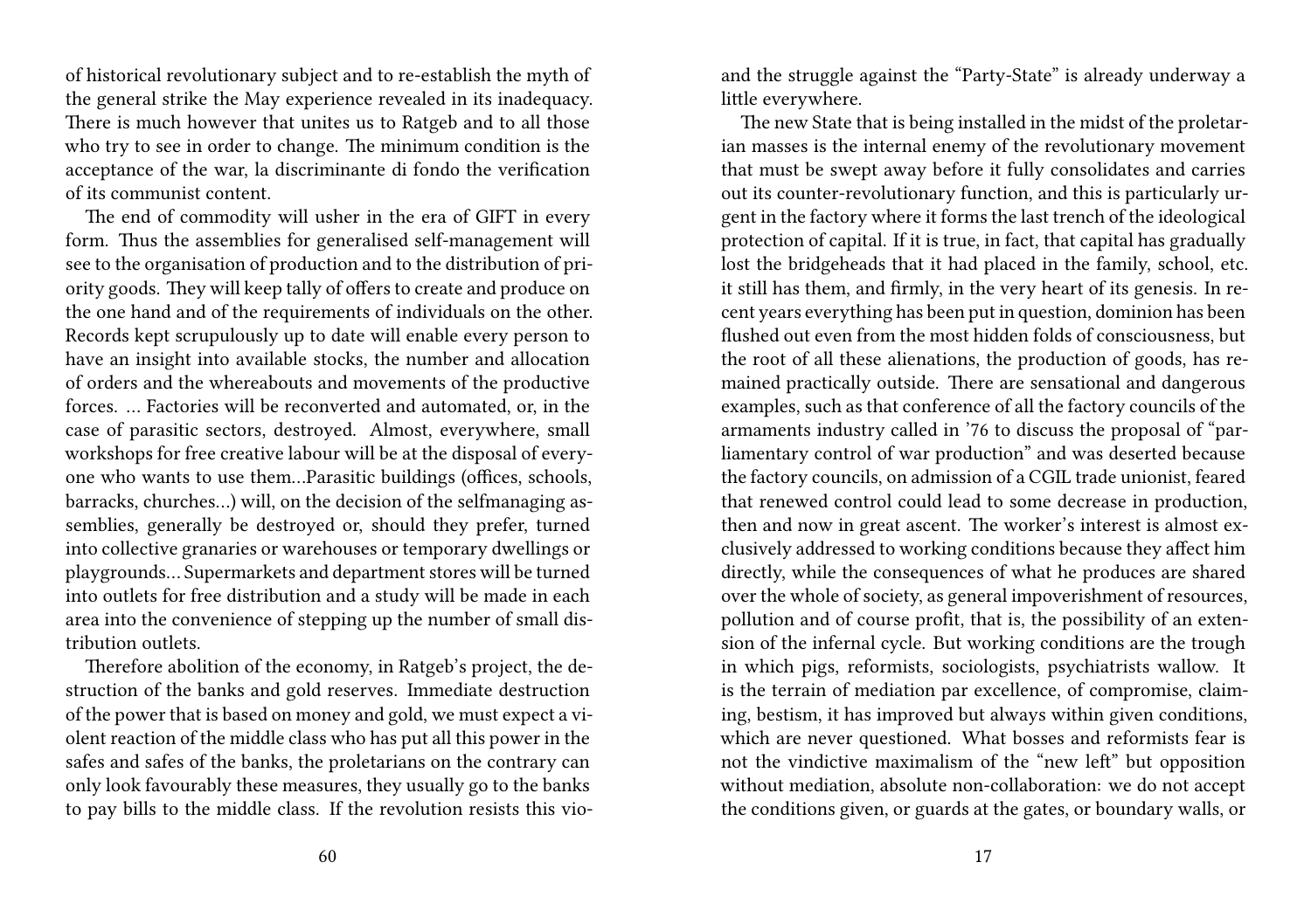of historical revolutionary subject and to re-establish the myth of the general strike the May experience revealed in its inadequacy. There is much however that unites us to Ratgeb and to all those who try to see in order to change. The minimum condition is the acceptance of the war, la discriminante di fondo the verification of its communist content.

The end of commodity will usher in the era of GIFT in every form. Thus the assemblies for generalised self-management will see to the organisation of production and to the distribution of priority goods. They will keep tally of offers to create and produce on the one hand and of the requirements of individuals on the other. Records kept scrupulously up to date will enable every person to have an insight into available stocks, the number and allocation of orders and the whereabouts and movements of the productive forces. … Factories will be reconverted and automated, or, in the case of parasitic sectors, destroyed. Almost, everywhere, small workshops for free creative labour will be at the disposal of everyone who wants to use them…Parasitic buildings (offices, schools, barracks, churches…) will, on the decision of the selfmanaging assemblies, generally be destroyed or, should they prefer, turned into collective granaries or warehouses or temporary dwellings or playgrounds… Supermarkets and department stores will be turned into outlets for free distribution and a study will be made in each area into the convenience of stepping up the number of small distribution outlets.

Therefore abolition of the economy, in Ratgeb's project, the destruction of the banks and gold reserves. Immediate destruction of the power that is based on money and gold, we must expect a violent reaction of the middle class who has put all this power in the safes and safes of the banks, the proletarians on the contrary can only look favourably these measures, they usually go to the banks to pay bills to the middle class. If the revolution resists this vio-

and the struggle against the "Party-State" is already underway a little everywhere.

The new State that is being installed in the midst of the proletarian masses is the internal enemy of the revolutionary movement that must be swept away before it fully consolidates and carries out its counter-revolutionary function, and this is particularly urgent in the factory where it forms the last trench of the ideological protection of capital. If it is true, in fact, that capital has gradually lost the bridgeheads that it had placed in the family, school, etc. it still has them, and firmly, in the very heart of its genesis. In recent years everything has been put in question, dominion has been flushed out even from the most hidden folds of consciousness, but the root of all these alienations, the production of goods, has remained practically outside. There are sensational and dangerous examples, such as that conference of all the factory councils of the armaments industry called in '76 to discuss the proposal of "parliamentary control of war production" and was deserted because the factory councils, on admission of a CGIL trade unionist, feared that renewed control could lead to some decrease in production, then and now in great ascent. The worker's interest is almost exclusively addressed to working conditions because they affect him directly, while the consequences of what he produces are shared over the whole of society, as general impoverishment of resources, pollution and of course profit, that is, the possibility of an extension of the infernal cycle. But working conditions are the trough in which pigs, reformists, sociologists, psychiatrists wallow. It is the terrain of mediation par excellence, of compromise, claiming, bestism, it has improved but always within given conditions, which are never questioned. What bosses and reformists fear is not the vindictive maximalism of the "new left" but opposition without mediation, absolute non-collaboration: we do not accept the conditions given, or guards at the gates, or boundary walls, or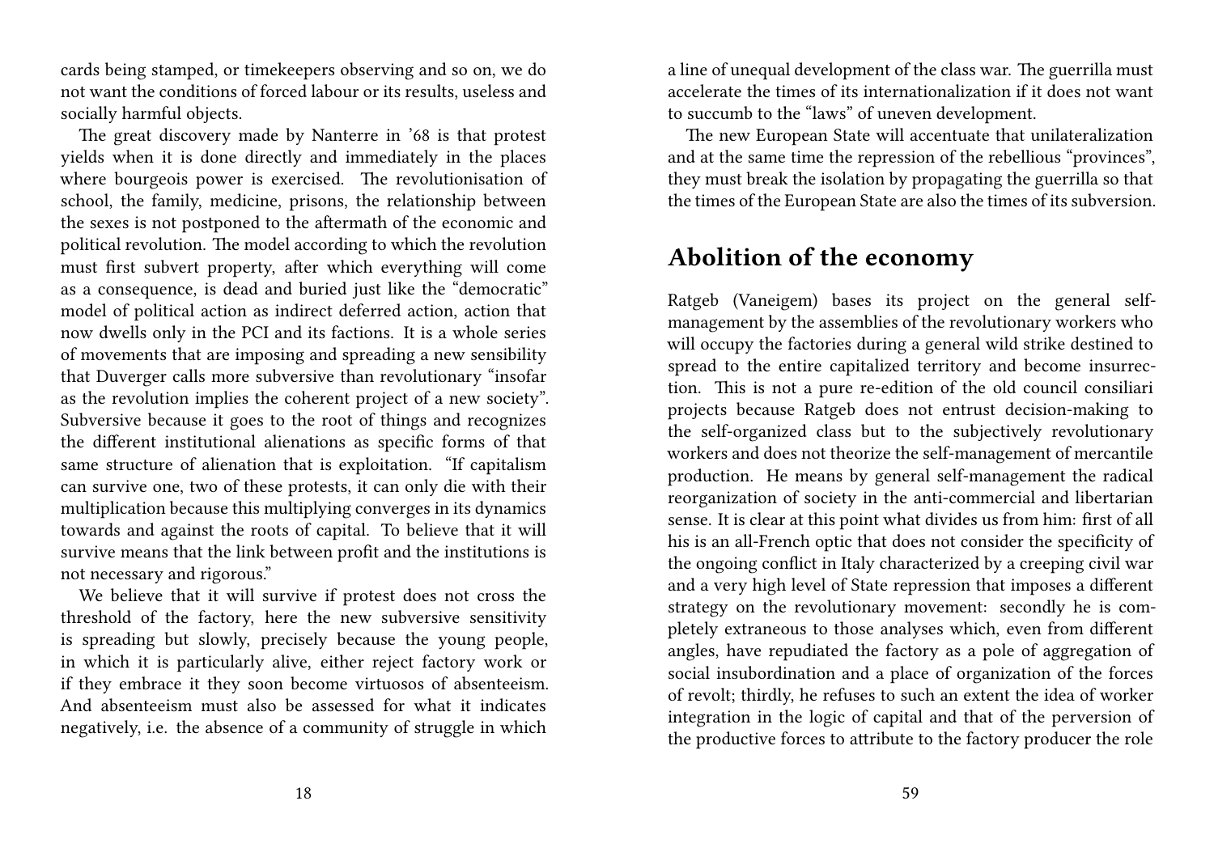cards being stamped, or timekeepers observing and so on, we do not want the conditions of forced labour or its results, useless and socially harmful objects.

The great discovery made by Nanterre in '68 is that protest yields when it is done directly and immediately in the places where bourgeois power is exercised. The revolutionisation of school, the family, medicine, prisons, the relationship between the sexes is not postponed to the aftermath of the economic and political revolution. The model according to which the revolution must first subvert property, after which everything will come as a consequence, is dead and buried just like the "democratic" model of political action as indirect deferred action, action that now dwells only in the PCI and its factions. It is a whole series of movements that are imposing and spreading a new sensibility that Duverger calls more subversive than revolutionary "insofar as the revolution implies the coherent project of a new society". Subversive because it goes to the root of things and recognizes the different institutional alienations as specific forms of that same structure of alienation that is exploitation. "If capitalism can survive one, two of these protests, it can only die with their multiplication because this multiplying converges in its dynamics towards and against the roots of capital. To believe that it will survive means that the link between profit and the institutions is not necessary and rigorous."

We believe that it will survive if protest does not cross the threshold of the factory, here the new subversive sensitivity is spreading but slowly, precisely because the young people, in which it is particularly alive, either reject factory work or if they embrace it they soon become virtuosos of absenteeism. And absenteeism must also be assessed for what it indicates negatively, i.e. the absence of a community of struggle in which

a line of unequal development of the class war. The guerrilla must accelerate the times of its internationalization if it does not want to succumb to the "laws" of uneven development.

The new European State will accentuate that unilateralization and at the same time the repression of the rebellious "provinces", they must break the isolation by propagating the guerrilla so that the times of the European State are also the times of its subversion.

## Abolition of the economy

Ratgeb (Vaneigem) bases its project on the general self-management by the assemblies of the revolutionary workers who will occupy the factories during a general wild strike destined to spread to the entire capitalized territory and become insurrection. This is not a pure re-edition of the old council consiliari projects because Ratgeb does not entrust decision-making to the self-organized class but to the subjectively revolutionary workers and does not theorize the self-management of mercantile production. He means by general self-management the radical reorganization of society in the anti-commercial and libertarian sense. It is clear at this point what divides us from him: first of all his is an all-French optic that does not consider the specificity of the ongoing conflict in Italy characterized by a creeping civil war and a very high level of State repression that imposes a different strategy on the revolutionary movement: secondly he is completely extraneous to those analyses which, even from different angles, have repudiated the factory as a pole of aggregation of social insubordination and a place of organization of the forces of revolt; thirdly, he refuses to such an extent the idea of worker integration in the logic of capital and that of the perversion of the productive forces to attribute to the factory producer the role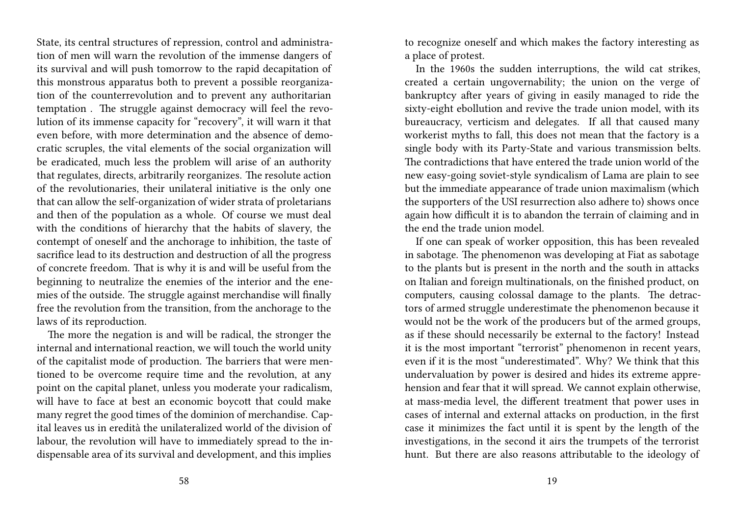State, its central structures of repression, control and administration of men will warn the revolution of the immense dangers of its survival and will push tomorrow to the rapid decapitation of this monstrous apparatus both to prevent a possible reorganization of the counterrevolution and to prevent any authoritarian temptation . The struggle against democracy will feel the revolution of its immense capacity for "recovery", it will warn it that even before, with more determination and the absence of democratic scruples, the vital elements of the social organization will be eradicated, much less the problem will arise of an authority that regulates, directs, arbitrarily reorganizes. The resolute action of the revolutionaries, their unilateral initiative is the only one that can allow the self-organization of wider strata of proletarians and then of the population as a whole. Of course we must deal with the conditions of hierarchy that the habits of slavery, the contempt of oneself and the anchorage to inhibition, the taste of sacrifice lead to its destruction and destruction of all the progress of concrete freedom. That is why it is and will be useful from the beginning to neutralize the enemies of the interior and the enemies of the outside. The struggle against merchandise will finally free the revolution from the transition, from the anchorage to the laws of its reproduction.

The more the negation is and will be radical, the stronger the internal and international reaction, we will touch the world unity of the capitalist mode of production. The barriers that were mentioned to be overcome require time and the revolution, at any point on the capital planet, unless you moderate your radicalism, will have to face at best an economic boycott that could make many regret the good times of the dominion of merchandise. Capital leaves us in eredità the unilateralized world of the division of labour, the revolution will have to immediately spread to the indispensable area of its survival and development, and this implies

to recognize oneself and which makes the factory interesting as a place of protest.

In the 1960s the sudden interruptions, the wild cat strikes, created a certain ungovernability; the union on the verge of bankruptcy after years of giving in easily managed to ride the sixty-eight ebollution and revive the trade union model, with its bureaucracy, verticism and delegates. If all that caused many workerist myths to fall, this does not mean that the factory is a single body with its Party-State and various transmission belts. The contradictions that have entered the trade union world of the new easy-going soviet-style syndicalism of Lama are plain to see but the immediate appearance of trade union maximalism (which the supporters of the USI resurrection also adhere to) shows once again how difficult it is to abandon the terrain of claiming and in the end the trade union model.

If one can speak of worker opposition, this has been revealed in sabotage. The phenomenon was developing at Fiat as sabotage to the plants but is present in the north and the south in attacks on Italian and foreign multinationals, on the finished product, on computers, causing colossal damage to the plants. The detractors of armed struggle underestimate the phenomenon because it would not be the work of the producers but of the armed groups, as if these should necessarily be external to the factory! Instead it is the most important "terrorist" phenomenon in recent years, even if it is the most "underestimated". Why? We think that this undervaluation by power is desired and hides its extreme apprehension and fear that it will spread. We cannot explain otherwise, at mass-media level, the different treatment that power uses in cases of internal and external attacks on production, in the first case it minimizes the fact until it is spent by the length of the investigations, in the second it airs the trumpets of the terrorist hunt. But there are also reasons attributable to the ideology of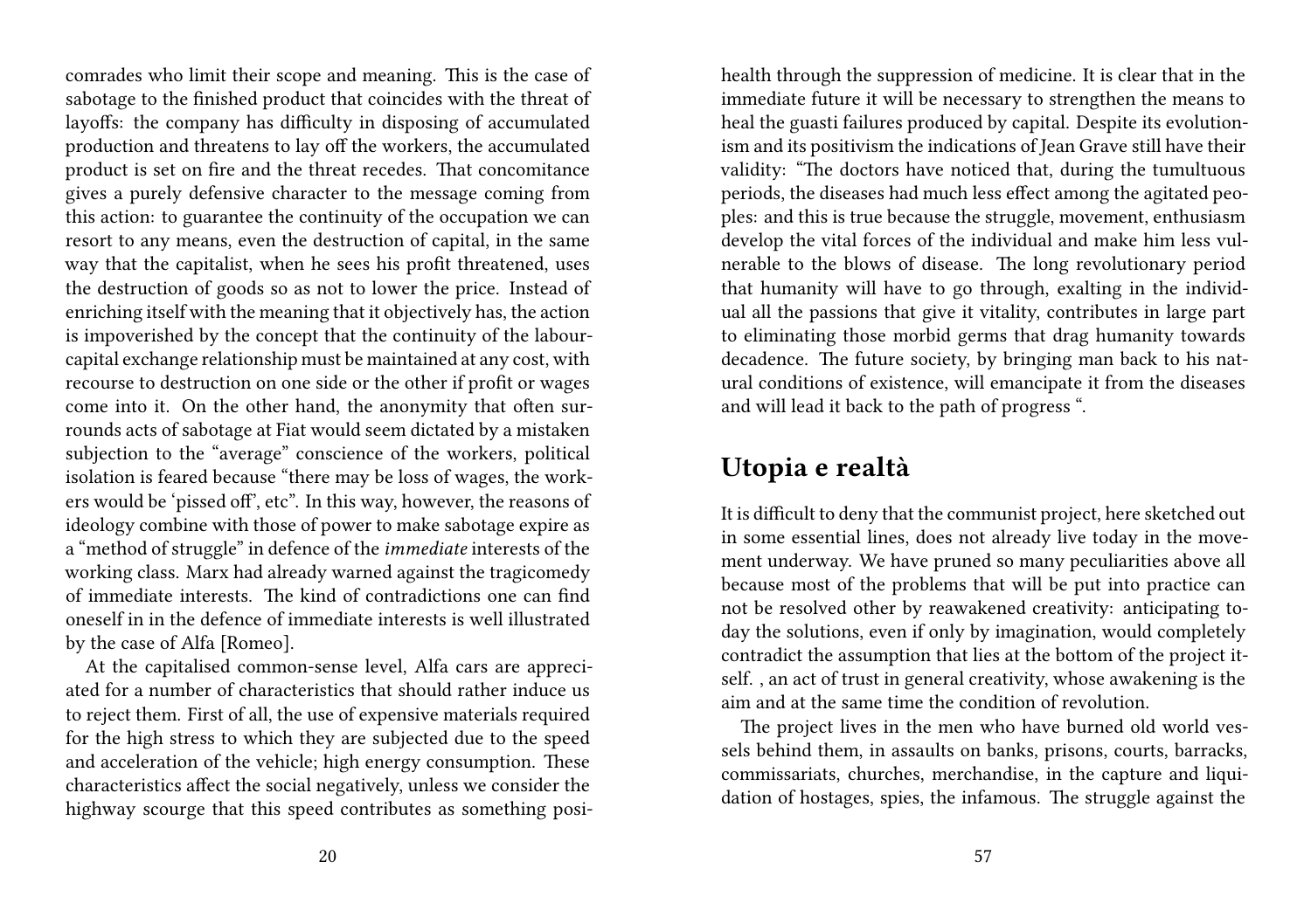comrades who limit their scope and meaning. This is the case of sabotage to the finished product that coincides with the threat of layoffs: the company has difficulty in disposing of accumulated production and threatens to lay off the workers, the accumulated product is set on fire and the threat recedes. That concomitance gives a purely defensive character to the message coming from this action: to guarantee the continuity of the occupation we can resort to any means, even the destruction of capital, in the same way that the capitalist, when he sees his profit threatened, uses the destruction of goods so as not to lower the price. Instead of enriching itself with the meaning that it objectively has, the action is impoverished by the concept that the continuity of the labour-capital exchange relationship must be maintained at any cost, with recourse to destruction on one side or the other if profit or wages come into it. On the other hand, the anonymity that often surrounds acts of sabotage at Fiat would seem dictated by a mistaken subjection to the "average" conscience of the workers, political isolation is feared because "there may be loss of wages, the workers would be 'pissed off', etc". In this way, however, the reasons of ideology combine with those of power to make sabotage expire as a "method of struggle" in defence of the *immediate* interests of the working class. Marx had already warned against the tragicomedy of immediate interests. The kind of contradictions one can find oneself in in the defence of immediate interests is well illustrated by the case of Alfa [Romeo].

At the capitalised common-sense level, Alfa cars are appreciated for a number of characteristics that should rather induce us to reject them. First of all, the use of expensive materials required for the high stress to which they are subjected due to the speed and acceleration of the vehicle; high energy consumption. These characteristics affect the social negatively, unless we consider the highway scourge that this speed contributes as something posi-

health through the suppression of medicine. It is clear that in the immediate future it will be necessary to strengthen the means to heal the guasti failures produced by capital. Despite its evolutionism and its positivism the indications of Jean Grave still have their validity: "The doctors have noticed that, during the tumultuous periods, the diseases had much less effect among the agitated peoples: and this is true because the struggle, movement, enthusiasm develop the vital forces of the individual and make him less vulnerable to the blows of disease. The long revolutionary period that humanity will have to go through, exalting in the individual all the passions that give it vitality, contributes in large part to eliminating those morbid germs that drag humanity towards decadence. The future society, by bringing man back to his natural conditions of existence, will emancipate it from the diseases and will lead it back to the path of progress ".

## Utopia e realtà

It is difficult to deny that the communist project, here sketched out in some essential lines, does not already live today in the movement underway. We have pruned so many peculiarities above all because most of the problems that will be put into practice can not be resolved other by reawakened creativity: anticipating today the solutions, even if only by imagination, would completely contradict the assumption that lies at the bottom of the project itself. , an act of trust in general creativity, whose awakening is the aim and at the same time the condition of revolution.

The project lives in the men who have burned old world vessels behind them, in assaults on banks, prisons, courts, barracks, commissariats, churches, merchandise, in the capture and liquidation of hostages, spies, the infamous. The struggle against the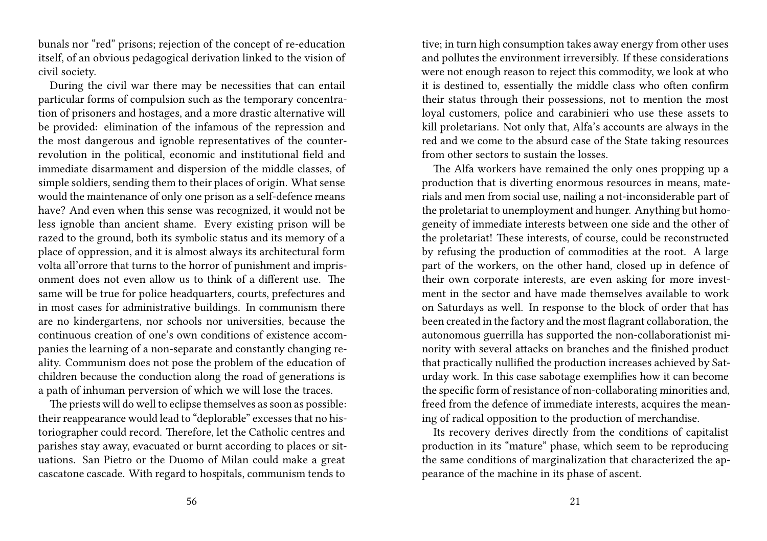bunals nor "red" prisons; rejection of the concept of re-education itself, of an obvious pedagogical derivation linked to the vision of civil society.

During the civil war there may be necessities that can entail particular forms of compulsion such as the temporary concentration of prisoners and hostages, and a more drastic alternative will be provided: elimination of the infamous of the repression and the most dangerous and ignoble representatives of the counter-revolution in the political, economic and institutional field and immediate disarmament and dispersion of the middle classes, of simple soldiers, sending them to their places of origin. What sense would the maintenance of only one prison as a self-defence means have? And even when this sense was recognized, it would not be less ignoble than ancient shame. Every existing prison will be razed to the ground, both its symbolic status and its memory of a place of oppression, and it is almost always its architectural form volta all'orrore that turns to the horror of punishment and imprisonment does not even allow us to think of a different use. The same will be true for police headquarters, courts, prefectures and in most cases for administrative buildings. In communism there are no kindergartens, nor schools nor universities, because the continuous creation of one's own conditions of existence accompanies the learning of a non-separate and constantly changing reality. Communism does not pose the problem of the education of children because the conduction along the road of generations is a path of inhuman perversion of which we will lose the traces.

The priests will do well to eclipse themselves as soon as possible: their reappearance would lead to "deplorable" excesses that no historiographer could record. Therefore, let the Catholic centres and parishes stay away, evacuated or burnt according to places or situations. San Pietro or the Duomo of Milan could make a great cascatone cascade. With regard to hospitals, communism tends to

tive; in turn high consumption takes away energy from other uses and pollutes the environment irreversibly. If these considerations were not enough reason to reject this commodity, we look at who it is destined to, essentially the middle class who often confirm their status through their possessions, not to mention the most loyal customers, police and carabinieri who use these assets to kill proletarians. Not only that, Alfa's accounts are always in the red and we come to the absurd case of the State taking resources from other sectors to sustain the losses.

The Alfa workers have remained the only ones propping up a production that is diverting enormous resources in means, materials and men from social use, nailing a not-inconsiderable part of the proletariat to unemployment and hunger. Anything but homogeneity of immediate interests between one side and the other of the proletariat! These interests, of course, could be reconstructed by refusing the production of commodities at the root. A large part of the workers, on the other hand, closed up in defence of their own corporate interests, are even asking for more investment in the sector and have made themselves available to work on Saturdays as well. In response to the block of order that has been created in the factory and the most flagrant collaboration, the autonomous guerrilla has supported the non-collaborationist minority with several attacks on branches and the finished product that practically nullified the production increases achieved by Saturday work. In this case sabotage exemplifies how it can become the specific form of resistance of non-collaborating minorities and, freed from the defence of immediate interests, acquires the meaning of radical opposition to the production of merchandise.

Its recovery derives directly from the conditions of capitalist production in its "mature" phase, which seem to be reproducing the same conditions of marginalization that characterized the appearance of the machine in its phase of ascent.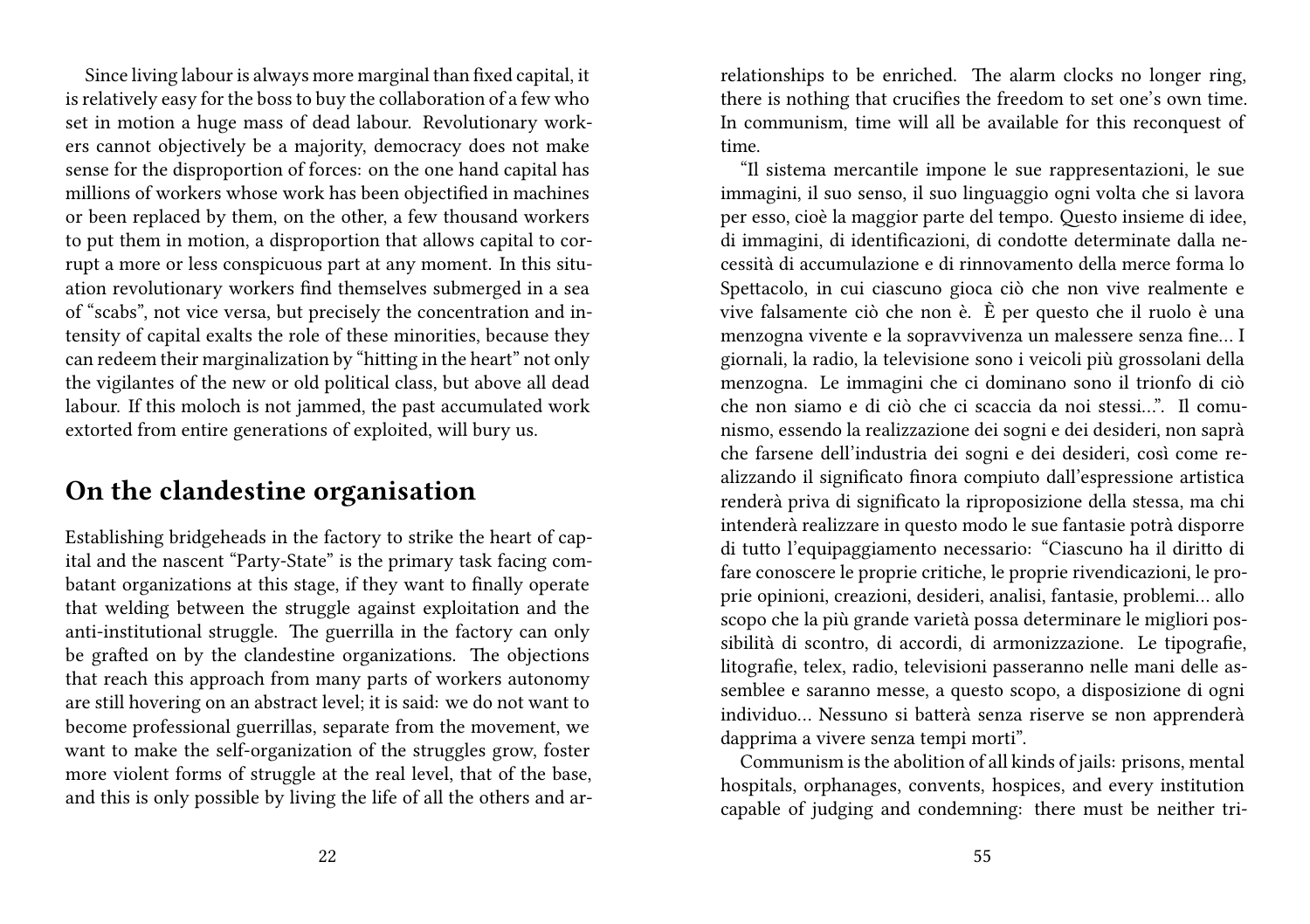Since living labour is always more marginal than fixed capital, it is relatively easy for the boss to buy the collaboration of a few who set in motion a huge mass of dead labour. Revolutionary workers cannot objectively be a majority, democracy does not make sense for the disproportion of forces: on the one hand capital has millions of workers whose work has been objectified in machines or been replaced by them, on the other, a few thousand workers to put them in motion, a disproportion that allows capital to corrupt a more or less conspicuous part at any moment. In this situation revolutionary workers find themselves submerged in a sea of "scabs", not vice versa, but precisely the concentration and intensity of capital exalts the role of these minorities, because they can redeem their marginalization by "hitting in the heart" not only the vigilantes of the new or old political class, but above all dead labour. If this moloch is not jammed, the past accumulated work extorted from entire generations of exploited, will bury us.

## On the clandestine organisation

Establishing bridgeheads in the factory to strike the heart of capital and the nascent "Party-State" is the primary task facing combatant organizations at this stage, if they want to finally operate that welding between the struggle against exploitation and the anti-institutional struggle. The guerrilla in the factory can only be grafted on by the clandestine organizations. The objections that reach this approach from many parts of workers autonomy are still hovering on an abstract level; it is said: we do not want to become professional guerrillas, separate from the movement, we want to make the self-organization of the struggles grow, foster more violent forms of struggle at the real level, that of the base, and this is only possible by living the life of all the others and ar-

relationships to be enriched. The alarm clocks no longer ring, there is nothing that crucifies the freedom to set one's own time. In communism, time will all be available for this reconquest of time.

"Il sistema mercantile impone le sue rappresentazioni, le sue immagini, il suo senso, il suo linguaggio ogni volta che si lavora per esso, cioè la maggior parte del tempo. Questo insieme di idee, di immagini, di identificazioni, di condotte determinate dalla necessità di accumulazione e di rinnovamento della merce forma lo Spettacolo, in cui ciascuno gioca ciò che non vive realmente e vive falsamente ciò che non è. È per questo che il ruolo è una menzogna vivente e la sopravvivenza un malessere senza fine... I giornali, la radio, la televisione sono i veicoli più grossolani della menzogna. Le immagini che ci dominano sono il trionfo di ciò che non siamo e di ciò che ci scaccia da noi stessi...". Il comunismo, essendo la realizzazione dei sogni e dei desideri, non saprà che farsene dell'industria dei sogni e dei desideri, così come realizzando il significato finora compiuto dall'espressione artistica renderà priva di significato la riproposizione della stessa, ma chi intenderà realizzare in questo modo le sue fantasie potrà disporre di tutto l'equipaggiamento necessario: "Ciascuno ha il diritto di fare conoscere le proprie critiche, le proprie rivendicazioni, le proprie opinioni, creazioni, desideri, analisi, fantasie, problemi... allo scopo che la più grande varietà possa determinare le migliori possibilità di scontro, di accordi, di armonizzazione. Le tipografie, litografie, telex, radio, televisioni passeranno nelle mani delle assemblee e saranno messe, a questo scopo, a disposizione di ogni individuo... Nessuno si batterà senza riserve se non apprenderà dapprima a vivere senza tempi morti".

Communism is the abolition of all kinds of jails: prisons, mental hospitals, orphanages, convents, hospices, and every institution capable of judging and condemning: there must be neither tri-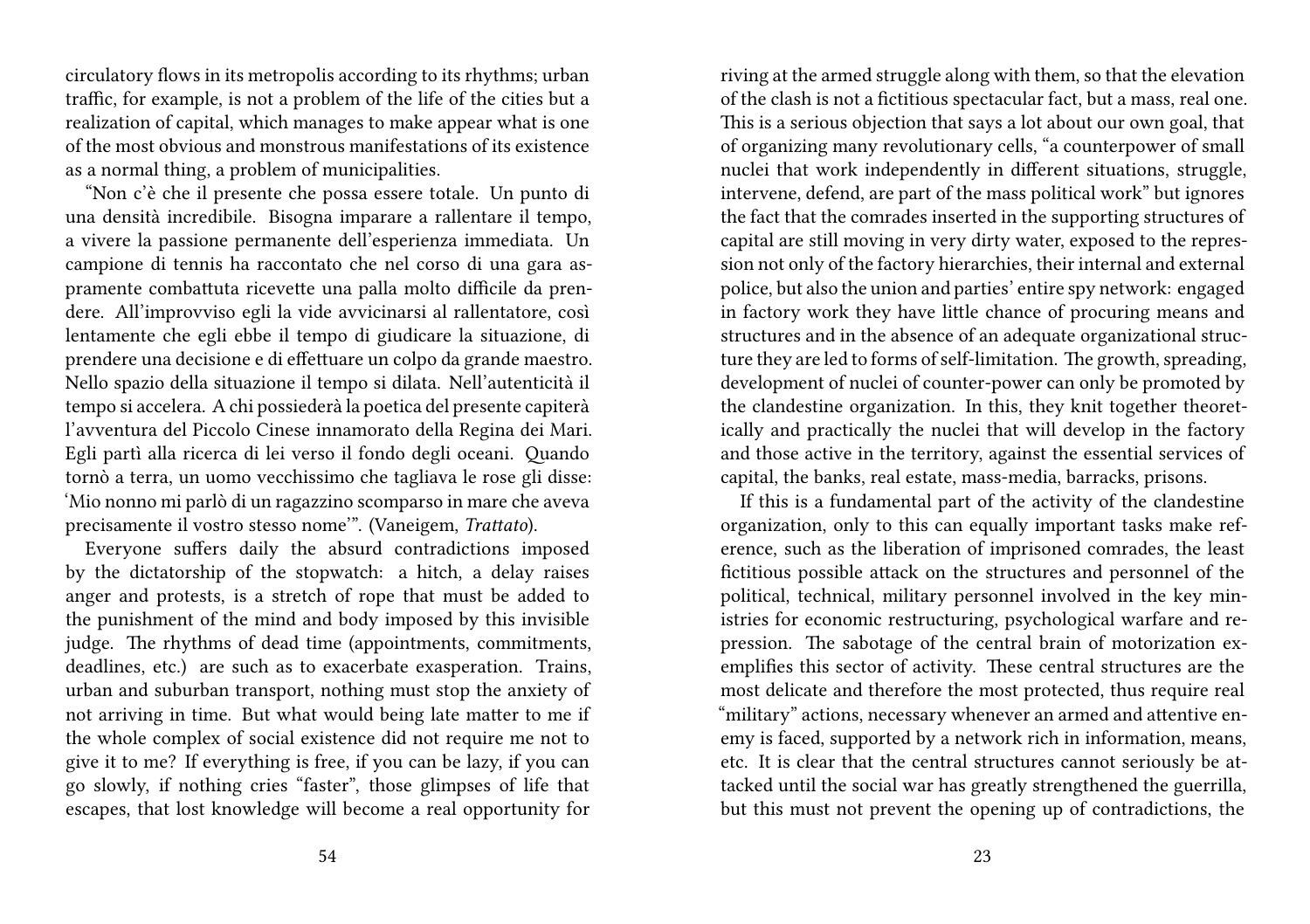circulatory flows in its metropolis according to its rhythms; urban traffic, for example, is not a problem of the life of the cities but a realization of capital, which manages to make appear what is one of the most obvious and monstrous manifestations of its existence as a normal thing, a problem of municipalities.

"Non c'è che il presente che possa essere totale. Un punto di una densità incredibile. Bisogna imparare a rallentare il tempo, a vivere la passione permanente dell'esperienza immediata. Un campione di tennis ha raccontato che nel corso di una gara aspramente combattuta ricevette una palla molto difficile da prendere. All'improvviso egli la vide avvicinarsi al rallentatore, così lentamente che egli ebbe il tempo di giudicare la situazione, di prendere una decisione e di effettuare un colpo da grande maestro. Nello spazio della situazione il tempo si dilata. Nell'autenticità il tempo si accelera. A chi possiederà la poetica del presente capiterà l'avventura del Piccolo Cinese innamorato della Regina dei Mari. Egli partì alla ricerca di lei verso il fondo degli oceani. Quando tornò a terra, un uomo vecchissimo che tagliava le rose gli disse: 'Mio nonno mi parlò di un ragazzino scomparso in mare che aveva precisamente il vostro stesso nome'". (Vaneigem, *Trattato*).

Everyone suffers daily the absurd contradictions imposed by the dictatorship of the stopwatch: a hitch, a delay raises anger and protests, is a stretch of rope that must be added to the punishment of the mind and body imposed by this invisible judge. The rhythms of dead time (appointments, commitments, deadlines, etc.) are such as to exacerbate exasperation. Trains, urban and suburban transport, nothing must stop the anxiety of not arriving in time. But what would being late matter to me if the whole complex of social existence did not require me not to give it to me? If everything is free, if you can be lazy, if you can go slowly, if nothing cries "faster", those glimpses of life that escapes, that lost knowledge will become a real opportunity for

riving at the armed struggle along with them, so that the elevation of the clash is not a fictitious spectacular fact, but a mass, real one. This is a serious objection that says a lot about our own goal, that of organizing many revolutionary cells, "a counterpower of small nuclei that work independently in different situations, struggle, intervene, defend, are part of the mass political work" but ignores the fact that the comrades inserted in the supporting structures of capital are still moving in very dirty water, exposed to the repression not only of the factory hierarchies, their internal and external police, but also the union and parties' entire spy network: engaged in factory work they have little chance of procuring means and structures and in the absence of an adequate organizational structure they are led to forms of self-limitation. The growth, spreading, development of nuclei of counter-power can only be promoted by the clandestine organization. In this, they knit together theoretically and practically the nuclei that will develop in the factory and those active in the territory, against the essential services of capital, the banks, real estate, mass-media, barracks, prisons.

If this is a fundamental part of the activity of the clandestine organization, only to this can equally important tasks make reference, such as the liberation of imprisoned comrades, the least fictitious possible attack on the structures and personnel of the political, technical, military personnel involved in the key ministries for economic restructuring, psychological warfare and repression. The sabotage of the central brain of motorization exemplifies this sector of activity. These central structures are the most delicate and therefore the most protected, thus require real "military" actions, necessary whenever an armed and attentive enemy is faced, supported by a network rich in information, means, etc. It is clear that the central structures cannot seriously be attacked until the social war has greatly strengthened the guerrilla, but this must not prevent the opening up of contradictions, the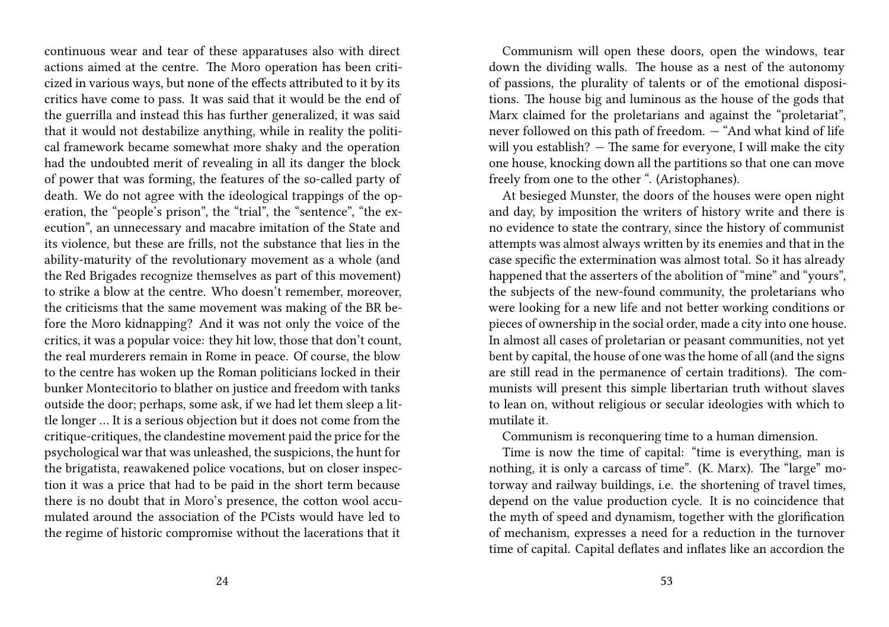continuous wear and tear of these apparatuses also with direct actions aimed at the centre. The Moro operation has been criticized in various ways, but none of the effects attributed to it by its critics have come to pass. It was said that it would be the end of the guerrilla and instead this has further generalized, it was said that it would not destabilize anything, while in reality the political framework became somewhat more shaky and the operation had the undoubted merit of revealing in all its danger the block of power that was forming, the features of the so-called party of death. We do not agree with the ideological trappings of the operation, the "people's prison", the "trial", the "sentence", "the execution", an unnecessary and macabre imitation of the State and its violence, but these are frills, not the substance that lies in the ability-maturity of the revolutionary movement as a whole (and the Red Brigades recognize themselves as part of this movement) to strike a blow at the centre. Who doesn't remember, moreover, the criticisms that the same movement was making of the BR before the Moro kidnapping? And it was not only the voice of the critics, it was a popular voice: they hit low, those that don't count, the real murderers remain in Rome in peace. Of course, the blow to the centre has woken up the Roman politicians locked in their bunker Montecitorio to blather on justice and freedom with tanks outside the door; perhaps, some ask, if we had let them sleep a little longer … It is a serious objection but it does not come from the critique-critiques, the clandestine movement paid the price for the psychological war that was unleashed, the suspicions, the hunt for the brigatista, reawakened police vocations, but on closer inspection it was a price that had to be paid in the short term because there is no doubt that in Moro's presence, the cotton wool accumulated around the association of the PCists would have led to the regime of historic compromise without the lacerations that it

Communism will open these doors, open the windows, tear down the dividing walls. The house as a nest of the autonomy of passions, the plurality of talents or of the emotional dispositions. The house big and luminous as the house of the gods that Marx claimed for the proletarians and against the "proletariat", never followed on this path of freedom. — "And what kind of life will you establish? — The same for everyone, I will make the city one house, knocking down all the partitions so that one can move freely from one to the other ". (Aristophanes).

At besieged Munster, the doors of the houses were open night and day, by imposition the writers of history write and there is no evidence to state the contrary, since the history of communist attempts was almost always written by its enemies and that in the case specific the extermination was almost total. So it has already happened that the asserters of the abolition of "mine" and "yours", the subjects of the new-found community, the proletarians who were looking for a new life and not better working conditions or pieces of ownership in the social order, made a city into one house. In almost all cases of proletarian or peasant communities, not yet bent by capital, the house of one was the home of all (and the signs are still read in the permanence of certain traditions). The communists will present this simple libertarian truth without slaves to lean on, without religious or secular ideologies with which to mutilate it.

Communism is reconquering time to a human dimension.

Time is now the time of capital: "time is everything, man is nothing, it is only a carcass of time". (K. Marx). The "large" motorway and railway buildings, i.e. the shortening of travel times, depend on the value production cycle. It is no coincidence that the myth of speed and dynamism, together with the glorification of mechanism, expresses a need for a reduction in the turnover time of capital. Capital deflates and inflates like an accordion the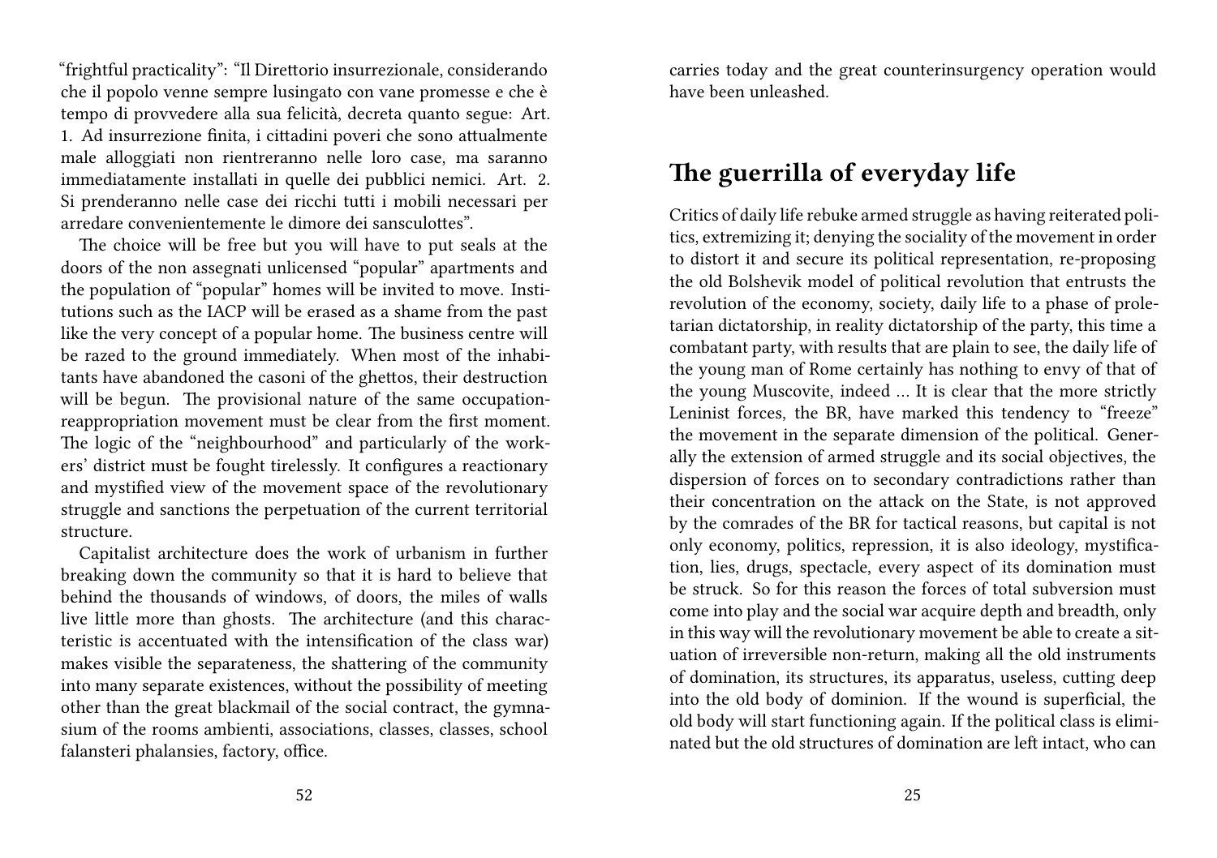"frightful practicality": "Il Direttorio insurrezionale, considerando che il popolo venne sempre lusingato con vane promesse e che è tempo di provvedere alla sua felicità, decreta quanto segue: Art. 1. Ad insurrezione finita, i cittadini poveri che sono attualmente male alloggiati non rientreranno nelle loro case, ma saranno immediatamente installati in quelle dei pubblici nemici. Art. 2. Si prenderanno nelle case dei ricchi tutti i mobili necessari per arredare convenientemente le dimore dei sansculottes".

The choice will be free but you will have to put seals at the doors of the non assegnati unlicensed "popular" apartments and the population of "popular" homes will be invited to move. Institutions such as the IACP will be erased as a shame from the past like the very concept of a popular home. The business centre will be razed to the ground immediately. When most of the inhabitants have abandoned the casoni of the ghettos, their destruction will be begun. The provisional nature of the same occupation-reappropriation movement must be clear from the first moment. The logic of the "neighbourhood" and particularly of the workers' district must be fought tirelessly. It configures a reactionary and mystified view of the movement space of the revolutionary struggle and sanctions the perpetuation of the current territorial structure.

Capitalist architecture does the work of urbanism in further breaking down the community so that it is hard to believe that behind the thousands of windows, of doors, the miles of walls live little more than ghosts. The architecture (and this characteristic is accentuated with the intensification of the class war) makes visible the separateness, the shattering of the community into many separate existences, without the possibility of meeting other than the great blackmail of the social contract, the gymnasium of the rooms ambienti, associations, classes, classes, school falansteri phalansies, factory, office.

carries today and the great counterinsurgency operation would have been unleashed.

## The guerrilla of everyday life

Critics of daily life rebuke armed struggle as having reiterated politics, extremizing it; denying the sociality of the movement in order to distort it and secure its political representation, re-proposing the old Bolshevik model of political revolution that entrusts the revolution of the economy, society, daily life to a phase of proletarian dictatorship, in reality dictatorship of the party, this time a combatant party, with results that are plain to see, the daily life of the young man of Rome certainly has nothing to envy of that of the young Muscovite, indeed … It is clear that the more strictly Leninist forces, the BR, have marked this tendency to "freeze" the movement in the separate dimension of the political. Generally the extension of armed struggle and its social objectives, the dispersion of forces on to secondary contradictions rather than their concentration on the attack on the State, is not approved by the comrades of the BR for tactical reasons, but capital is not only economy, politics, repression, it is also ideology, mystification, lies, drugs, spectacle, every aspect of its domination must be struck. So for this reason the forces of total subversion must come into play and the social war acquire depth and breadth, only in this way will the revolutionary movement be able to create a situation of irreversible non-return, making all the old instruments of domination, its structures, its apparatus, useless, cutting deep into the old body of dominion. If the wound is superficial, the old body will start functioning again. If the political class is eliminated but the old structures of domination are left intact, who can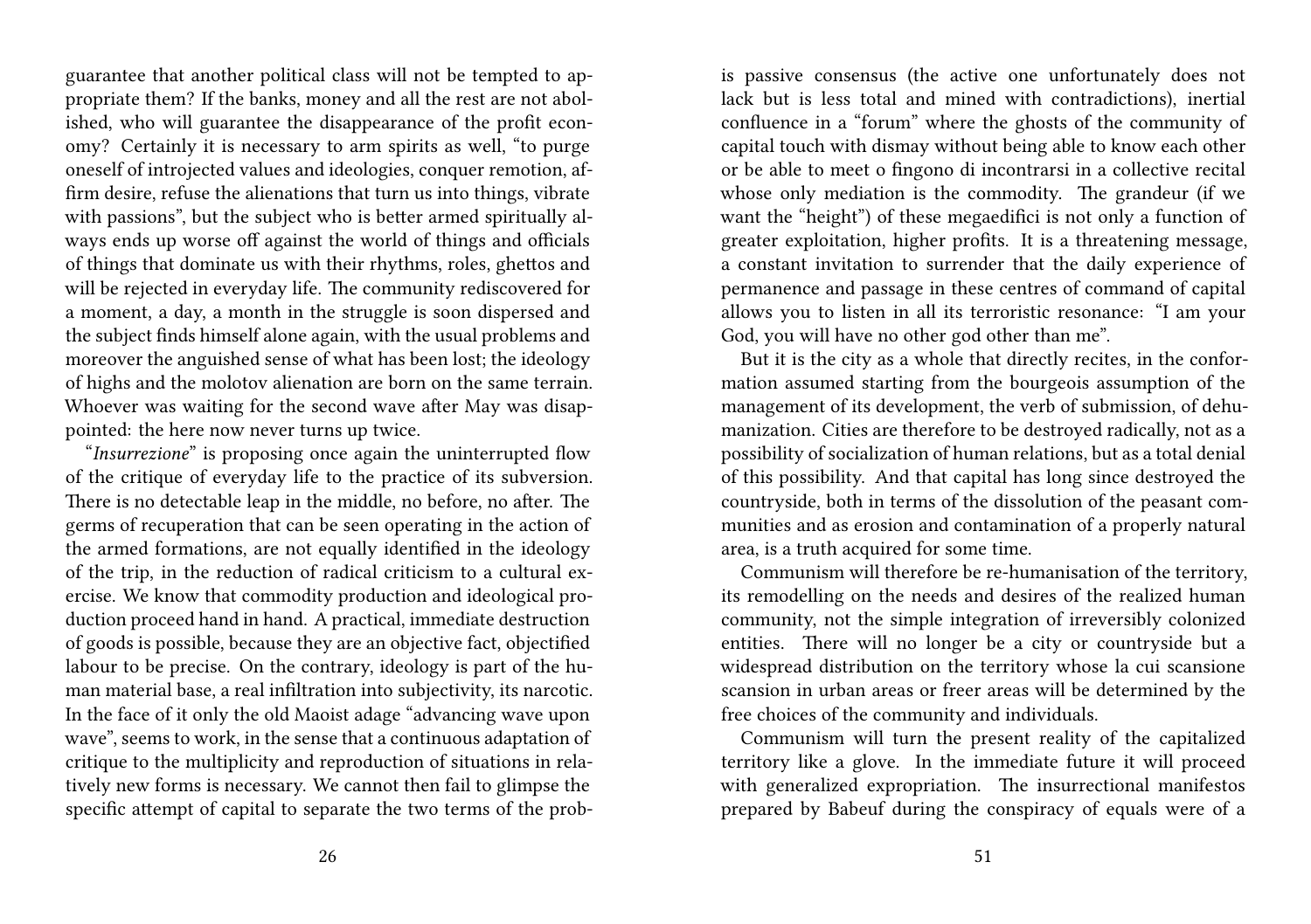guarantee that another political class will not be tempted to appropriate them? If the banks, money and all the rest are not abolished, who will guarantee the disappearance of the profit economy? Certainly it is necessary to arm spirits as well, "to purge oneself of introjected values and ideologies, conquer remotion, affirm desire, refuse the alienations that turn us into things, vibrate with passions", but the subject who is better armed spiritually always ends up worse off against the world of things and officials of things that dominate us with their rhythms, roles, ghettos and will be rejected in everyday life. The community rediscovered for a moment, a day, a month in the struggle is soon dispersed and the subject finds himself alone again, with the usual problems and moreover the anguished sense of what has been lost; the ideology of highs and the molotov alienation are born on the same terrain. Whoever was waiting for the second wave after May was disappointed: the here now never turns up twice.

"*Insurrezione*" is proposing once again the uninterrupted flow of the critique of everyday life to the practice of its subversion. There is no detectable leap in the middle, no before, no after. The germs of recuperation that can be seen operating in the action of the armed formations, are not equally identified in the ideology of the trip, in the reduction of radical criticism to a cultural exercise. We know that commodity production and ideological production proceed hand in hand. A practical, immediate destruction of goods is possible, because they are an objective fact, objectified labour to be precise. On the contrary, ideology is part of the human material base, a real infiltration into subjectivity, its narcotic. In the face of it only the old Maoist adage "advancing wave upon wave", seems to work, in the sense that a continuous adaptation of critique to the multiplicity and reproduction of situations in relatively new forms is necessary. We cannot then fail to glimpse the specific attempt of capital to separate the two terms of the prob-

is passive consensus (the active one unfortunately does not lack but is less total and mined with contradictions), inertial confluence in a "forum" where the ghosts of the community of capital touch with dismay without being able to know each other or be able to meet o fingono di incontrarsi in a collective recital whose only mediation is the commodity. The grandeur (if we want the "height") of these megaedifici is not only a function of greater exploitation, higher profits. It is a threatening message, a constant invitation to surrender that the daily experience of permanence and passage in these centres of command of capital allows you to listen in all its terroristic resonance: "I am your God, you will have no other god other than me".

But it is the city as a whole that directly recites, in the conformation assumed starting from the bourgeois assumption of the management of its development, the verb of submission, of dehumanization. Cities are therefore to be destroyed radically, not as a possibility of socialization of human relations, but as a total denial of this possibility. And that capital has long since destroyed the countryside, both in terms of the dissolution of the peasant communities and as erosion and contamination of a properly natural area, is a truth acquired for some time.

Communism will therefore be re-humanisation of the territory, its remodelling on the needs and desires of the realized human community, not the simple integration of irreversibly colonized entities. There will no longer be a city or countryside but a widespread distribution on the territory whose la cui scansione scansion in urban areas or freer areas will be determined by the free choices of the community and individuals.

Communism will turn the present reality of the capitalized territory like a glove. In the immediate future it will proceed with generalized expropriation. The insurrectional manifestos prepared by Babeuf during the conspiracy of equals were of a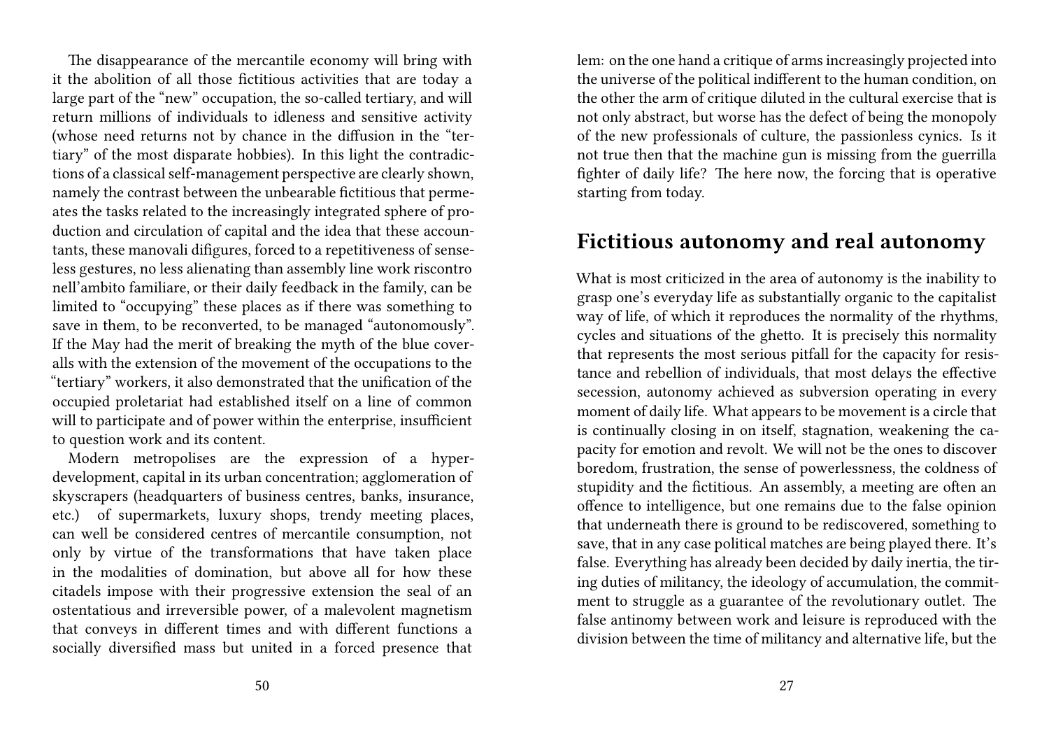The disappearance of the mercantile economy will bring with it the abolition of all those fictitious activities that are today a large part of the "new" occupation, the so-called tertiary, and will return millions of individuals to idleness and sensitive activity (whose need returns not by chance in the diffusion in the "tertiary" of the most disparate hobbies). In this light the contradictions of a classical self-management perspective are clearly shown, namely the contrast between the unbearable fictitious that permeates the tasks related to the increasingly integrated sphere of production and circulation of capital and the idea that these accountants, these manovali difigures, forced to a repetitiveness of senseless gestures, no less alienating than assembly line work riscontro nell'ambito familiare, or their daily feedback in the family, can be limited to "occupying" these places as if there was something to save in them, to be reconverted, to be managed "autonomously". If the May had the merit of breaking the myth of the blue coveralls with the extension of the movement of the occupations to the "tertiary" workers, it also demonstrated that the unification of the occupied proletariat had established itself on a line of common will to participate and of power within the enterprise, insufficient to question work and its content.

Modern metropolises are the expression of a hyper-development, capital in its urban concentration; agglomeration of skyscrapers (headquarters of business centres, banks, insurance, etc.) of supermarkets, luxury shops, trendy meeting places, can well be considered centres of mercantile consumption, not only by virtue of the transformations that have taken place in the modalities of domination, but above all for how these citadels impose with their progressive extension the seal of an ostentatious and irreversible power, of a malevolent magnetism that conveys in different times and with different functions a socially diversified mass but united in a forced presence that

lem: on the one hand a critique of arms increasingly projected into the universe of the political indifferent to the human condition, on the other the arm of critique diluted in the cultural exercise that is not only abstract, but worse has the defect of being the monopoly of the new professionals of culture, the passionless cynics. Is it not true then that the machine gun is missing from the guerrilla fighter of daily life? The here now, the forcing that is operative starting from today.

## Fictitious autonomy and real autonomy

What is most criticized in the area of autonomy is the inability to grasp one's everyday life as substantially organic to the capitalist way of life, of which it reproduces the normality of the rhythms, cycles and situations of the ghetto. It is precisely this normality that represents the most serious pitfall for the capacity for resistance and rebellion of individuals, that most delays the effective secession, autonomy achieved as subversion operating in every moment of daily life. What appears to be movement is a circle that is continually closing in on itself, stagnation, weakening the capacity for emotion and revolt. We will not be the ones to discover boredom, frustration, the sense of powerlessness, the coldness of stupidity and the fictitious. An assembly, a meeting are often an offence to intelligence, but one remains due to the false opinion that underneath there is ground to be rediscovered, something to save, that in any case political matches are being played there. It's false. Everything has already been decided by daily inertia, the tiring duties of militancy, the ideology of accumulation, the commitment to struggle as a guarantee of the revolutionary outlet. The false antinomy between work and leisure is reproduced with the division between the time of militancy and alternative life, but the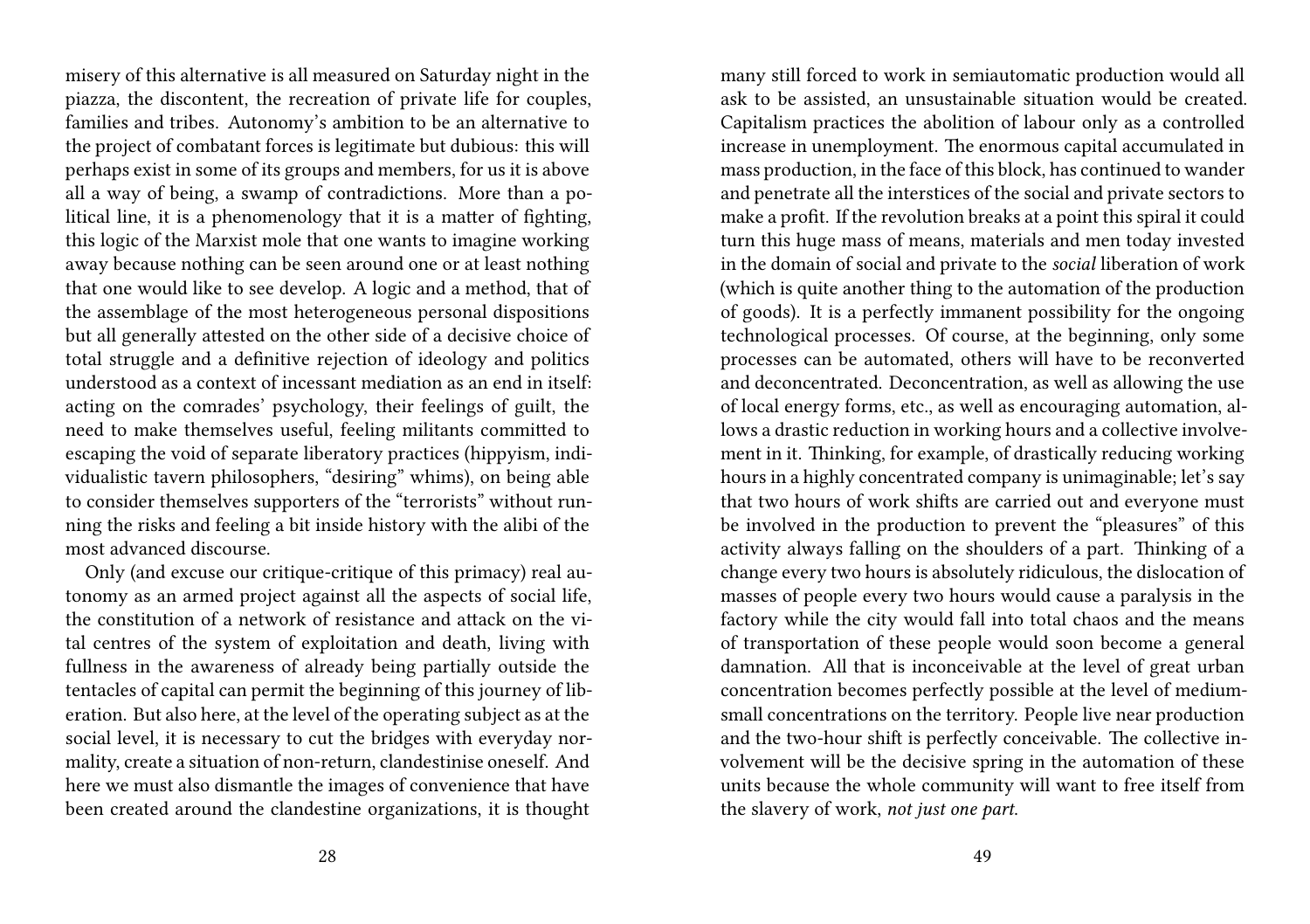misery of this alternative is all measured on Saturday night in the piazza, the discontent, the recreation of private life for couples, families and tribes. Autonomy's ambition to be an alternative to the project of combatant forces is legitimate but dubious: this will perhaps exist in some of its groups and members, for us it is above all a way of being, a swamp of contradictions. More than a political line, it is a phenomenology that it is a matter of fighting, this logic of the Marxist mole that one wants to imagine working away because nothing can be seen around one or at least nothing that one would like to see develop. A logic and a method, that of the assemblage of the most heterogeneous personal dispositions but all generally attested on the other side of a decisive choice of total struggle and a definitive rejection of ideology and politics understood as a context of incessant mediation as an end in itself: acting on the comrades' psychology, their feelings of guilt, the need to make themselves useful, feeling militants committed to escaping the void of separate liberatory practices (hippyism, individualistic tavern philosophers, "desiring" whims), on being able to consider themselves supporters of the "terrorists" without running the risks and feeling a bit inside history with the alibi of the most advanced discourse.

Only (and excuse our critique-critique of this primacy) real autonomy as an armed project against all the aspects of social life, the constitution of a network of resistance and attack on the vital centres of the system of exploitation and death, living with fullness in the awareness of already being partially outside the tentacles of capital can permit the beginning of this journey of liberation. But also here, at the level of the operating subject as at the social level, it is necessary to cut the bridges with everyday normality, create a situation of non-return, clandestinise oneself. And here we must also dismantle the images of convenience that have been created around the clandestine organizations, it is thought

many still forced to work in semiautomatic production would all ask to be assisted, an unsustainable situation would be created. Capitalism practices the abolition of labour only as a controlled increase in unemployment. The enormous capital accumulated in mass production, in the face of this block, has continued to wander and penetrate all the interstices of the social and private sectors to make a profit. If the revolution breaks at a point this spiral it could turn this huge mass of means, materials and men today invested in the domain of social and private to the *social* liberation of work (which is quite another thing to the automation of the production of goods). It is a perfectly immanent possibility for the ongoing technological processes. Of course, at the beginning, only some processes can be automated, others will have to be reconverted and deconcentrated. Deconcentration, as well as allowing the use of local energy forms, etc., as well as encouraging automation, allows a drastic reduction in working hours and a collective involvement in it. Thinking, for example, of drastically reducing working hours in a highly concentrated company is unimaginable; let's say that two hours of work shifts are carried out and everyone must be involved in the production to prevent the "pleasures" of this activity always falling on the shoulders of a part. Thinking of a change every two hours is absolutely ridiculous, the dislocation of masses of people every two hours would cause a paralysis in the factory while the city would fall into total chaos and the means of transportation of these people would soon become a general damnation. All that is inconceivable at the level of great urban concentration becomes perfectly possible at the level of medium-small concentrations on the territory. People live near production and the two-hour shift is perfectly conceivable. The collective involvement will be the decisive spring in the automation of these units because the whole community will want to free itself from the slavery of work, *not just one part.*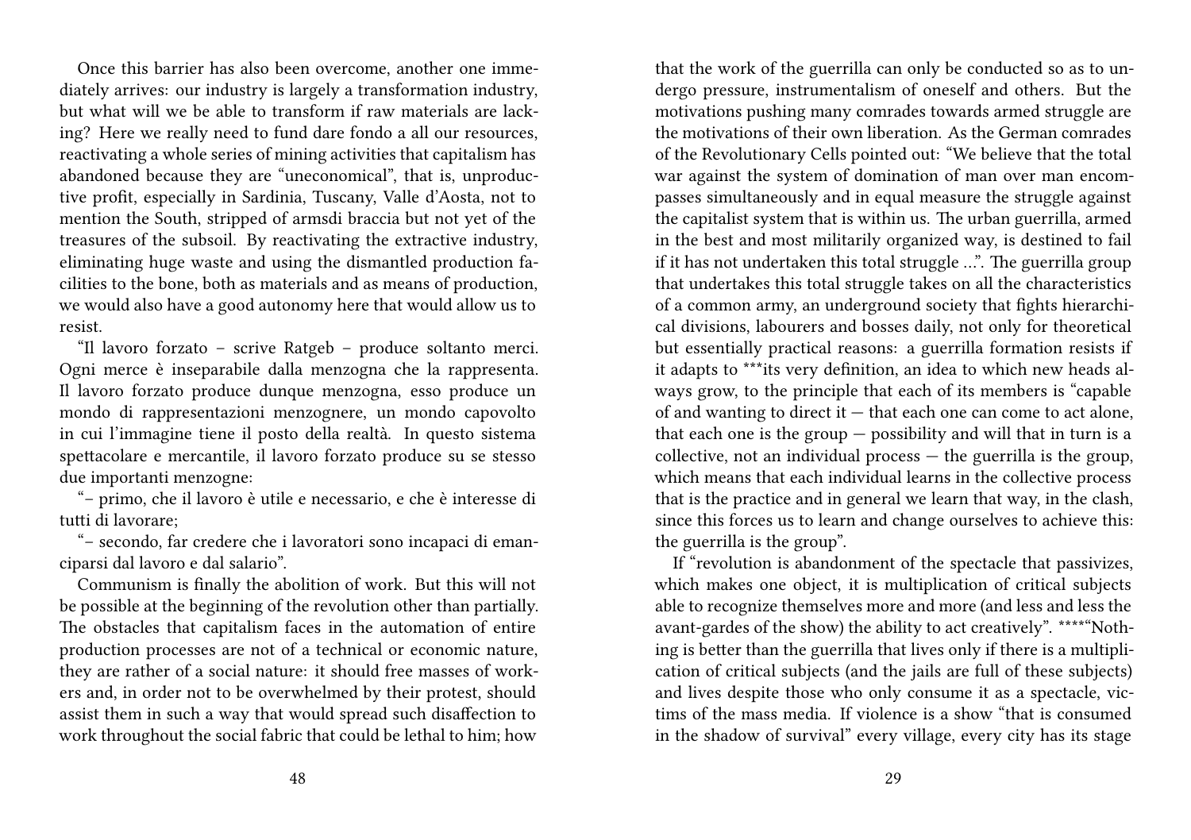Once this barrier has also been overcome, another one immediately arrives: our industry is largely a transformation industry, but what will we be able to transform if raw materials are lacking? Here we really need to fund dare fondo a all our resources, reactivating a whole series of mining activities that capitalism has abandoned because they are "uneconomical", that is, unproductive profit, especially in Sardinia, Tuscany, Valle d'Aosta, not to mention the South, stripped of armsdi braccia but not yet of the treasures of the subsoil. By reactivating the extractive industry, eliminating huge waste and using the dismantled production facilities to the bone, both as materials and as means of production, we would also have a good autonomy here that would allow us to resist.

"Il lavoro forzato – scrive Ratgeb – produce soltanto merci. Ogni merce è inseparabile dalla menzogna che la rappresenta. Il lavoro forzato produce dunque menzogna, esso produce un mondo di rappresentazioni menzognere, un mondo capovolto in cui l'immagine tiene il posto della realtà. In questo sistema spettacolare e mercantile, il lavoro forzato produce su se stesso due importanti menzogne:

"– primo, che il lavoro è utile e necessario, e che è interesse di tutti di lavorare;

"– secondo, far credere che i lavoratori sono incapaci di emanciparsi dal lavoro e dal salario".

Communism is finally the abolition of work. But this will not be possible at the beginning of the revolution other than partially. The obstacles that capitalism faces in the automation of entire production processes are not of a technical or economic nature, they are rather of a social nature: it should free masses of workers and, in order not to be overwhelmed by their protest, should assist them in such a way that would spread such disaffection to work throughout the social fabric that could be lethal to him; how

that the work of the guerrilla can only be conducted so as to undergo pressure, instrumentalism of oneself and others. But the motivations pushing many comrades towards armed struggle are the motivations of their own liberation. As the German comrades of the Revolutionary Cells pointed out: "We believe that the total war against the system of domination of man over man encompasses simultaneously and in equal measure the struggle against the capitalist system that is within us. The urban guerrilla, armed in the best and most militarily organized way, is destined to fail if it has not undertaken this total struggle …". The guerrilla group that undertakes this total struggle takes on all the characteristics of a common army, an underground society that fights hierarchical divisions, labourers and bosses daily, not only for theoretical but essentially practical reasons: a guerrilla formation resists if it adapts to ***its very definition, an idea to which new heads always grow, to the principle that each of its members is "capable of and wanting to direct it — that each one can come to act alone, that each one is the group — possibility and will that in turn is a collective, not an individual process — the guerrilla is the group, which means that each individual learns in the collective process that is the practice and in general we learn that way, in the clash, since this forces us to learn and change ourselves to achieve this: the guerrilla is the group".

If "revolution is abandonment of the spectacle that passivizes, which makes one object, it is multiplication of critical subjects able to recognize themselves more and more (and less and less the avant-gardes of the show) the ability to act creatively". *****"Nothing is better than the guerrilla that lives only if there is a multiplication of critical subjects (and the jails are full of these subjects) and lives despite those who only consume it as a spectacle, victims of the mass media. If violence is a show "that is consumed in the shadow of survival" every village, every city has its stage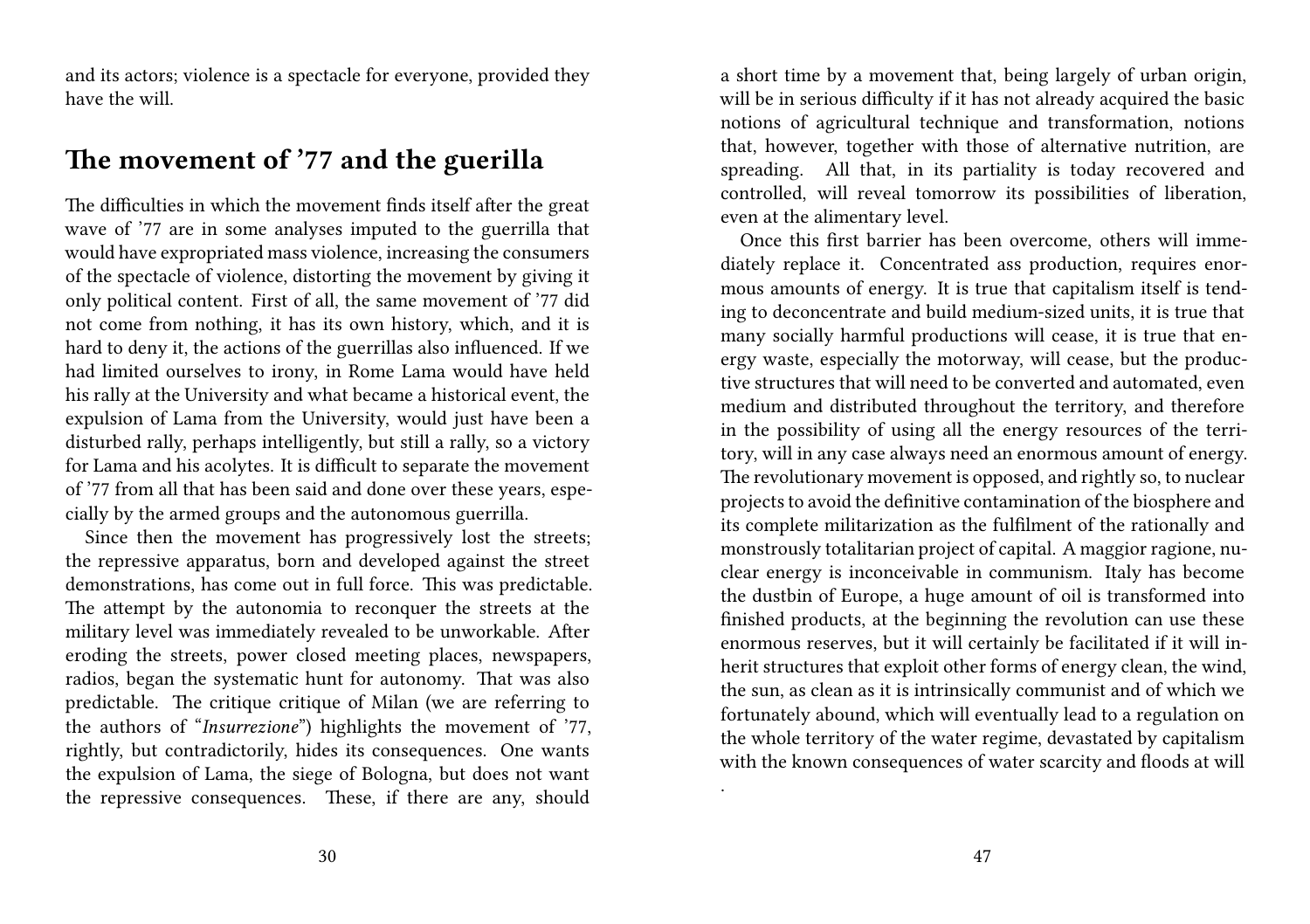and its actors; violence is a spectacle for everyone, provided they have the will.

## The movement of '77 and the guerilla

The difficulties in which the movement finds itself after the great wave of '77 are in some analyses imputed to the guerrilla that would have expropriated mass violence, increasing the consumers of the spectacle of violence, distorting the movement by giving it only political content. First of all, the same movement of '77 did not come from nothing, it has its own history, which, and it is hard to deny it, the actions of the guerrillas also influenced. If we had limited ourselves to irony, in Rome Lama would have held his rally at the University and what became a historical event, the expulsion of Lama from the University, would just have been a disturbed rally, perhaps intelligently, but still a rally, so a victory for Lama and his acolytes. It is difficult to separate the movement of '77 from all that has been said and done over these years, especially by the armed groups and the autonomous guerrilla.

Since then the movement has progressively lost the streets; the repressive apparatus, born and developed against the street demonstrations, has come out in full force. This was predictable. The attempt by the autonomia to reconquer the streets at the military level was immediately revealed to be unworkable. After eroding the streets, power closed meeting places, newspapers, radios, began the systematic hunt for autonomy. That was also predictable. The critique critique of Milan (we are referring to the authors of "*Insurrezione*") highlights the movement of '77, rightly, but contradictorily, hides its consequences. One wants the expulsion of Lama, the siege of Bologna, but does not want the repressive consequences. These, if there are any, should

a short time by a movement that, being largely of urban origin, will be in serious difficulty if it has not already acquired the basic notions of agricultural technique and transformation, notions that, however, together with those of alternative nutrition, are spreading. All that, in its partiality is today recovered and controlled, will reveal tomorrow its possibilities of liberation, even at the alimentary level.

Once this first barrier has been overcome, others will immediately replace it. Concentrated ass production, requires enormous amounts of energy. It is true that capitalism itself is tending to deconcentrate and build medium-sized units, it is true that many socially harmful productions will cease, it is true that energy waste, especially the motorway, will cease, but the productive structures that will need to be converted and automated, even medium and distributed throughout the territory, and therefore in the possibility of using all the energy resources of the territory, will in any case always need an enormous amount of energy. The revolutionary movement is opposed, and rightly so, to nuclear projects to avoid the definitive contamination of the biosphere and its complete militarization as the fulfilment of the rationally and monstrously totalitarian project of capital. A maggior ragione, nuclear energy is inconceivable in communism. Italy has become the dustbin of Europe, a huge amount of oil is transformed into finished products, at the beginning the revolution can use these enormous reserves, but it will certainly be facilitated if it will inherit structures that exploit other forms of energy clean, the wind, the sun, as clean as it is intrinsically communist and of which we fortunately abound, which will eventually lead to a regulation on the whole territory of the water regime, devastated by capitalism with the known consequences of water scarcity and floods at will

.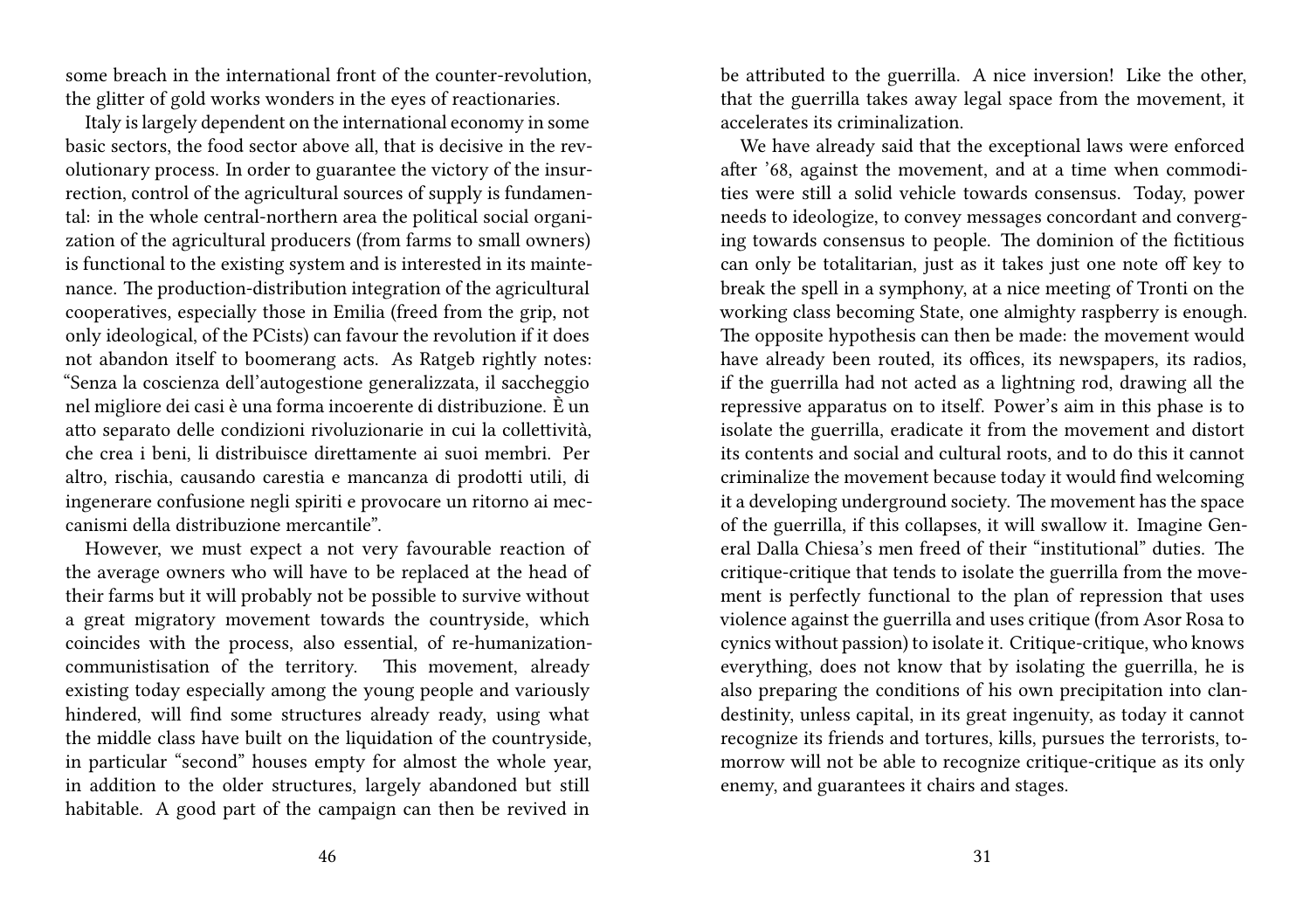some breach in the international front of the counter-revolution, the glitter of gold works wonders in the eyes of reactionaries.

Italy is largely dependent on the international economy in some basic sectors, the food sector above all, that is decisive in the revolutionary process. In order to guarantee the victory of the insurrection, control of the agricultural sources of supply is fundamental: in the whole central-northern area the political social organization of the agricultural producers (from farms to small owners) is functional to the existing system and is interested in its maintenance. The production-distribution integration of the agricultural cooperatives, especially those in Emilia (freed from the grip, not only ideological, of the PCists) can favour the revolution if it does not abandon itself to boomerang acts. As Ratgeb rightly notes: "Senza la coscienza dell'autogestione generalizzata, il saccheggio nel migliore dei casi è una forma incoerente di distribuzione. È un atto separato delle condizioni rivoluzionarie in cui la collettività, che crea i beni, li distribuisce direttamente ai suoi membri. Per altro, rischia, causando carestia e mancanza di prodotti utili, di ingenerare confusione negli spiriti e provocare un ritorno ai meccanismi della distribuzione mercantile".

However, we must expect a not very favourable reaction of the average owners who will have to be replaced at the head of their farms but it will probably not be possible to survive without a great migratory movement towards the countryside, which coincides with the process, also essential, of re-humanization-communistisation of the territory. This movement, already existing today especially among the young people and variously hindered, will find some structures already ready, using what the middle class have built on the liquidation of the countryside, in particular "second" houses empty for almost the whole year, in addition to the older structures, largely abandoned but still habitable. A good part of the campaign can then be revived in

be attributed to the guerrilla. A nice inversion! Like the other, that the guerrilla takes away legal space from the movement, it accelerates its criminalization.

We have already said that the exceptional laws were enforced after '68, against the movement, and at a time when commodities were still a solid vehicle towards consensus. Today, power needs to ideologize, to convey messages concordant and converging towards consensus to people. The dominion of the fictitious can only be totalitarian, just as it takes just one note off key to break the spell in a symphony, at a nice meeting of Tronti on the working class becoming State, one almighty raspberry is enough. The opposite hypothesis can then be made: the movement would have already been routed, its offices, its newspapers, its radios, if the guerrilla had not acted as a lightning rod, drawing all the repressive apparatus on to itself. Power's aim in this phase is to isolate the guerrilla, eradicate it from the movement and distort its contents and social and cultural roots, and to do this it cannot criminalize the movement because today it would find welcoming it a developing underground society. The movement has the space of the guerrilla, if this collapses, it will swallow it. Imagine General Dalla Chiesa's men freed of their "institutional" duties. The critique-critique that tends to isolate the guerrilla from the movement is perfectly functional to the plan of repression that uses violence against the guerrilla and uses critique (from Asor Rosa to cynics without passion) to isolate it. Critique-critique, who knows everything, does not know that by isolating the guerrilla, he is also preparing the conditions of his own precipitation into clandestinity, unless capital, in its great ingenuity, as today it cannot recognize its friends and tortures, kills, pursues the terrorists, tomorrow will not be able to recognize critique-critique as its only enemy, and guarantees it chairs and stages.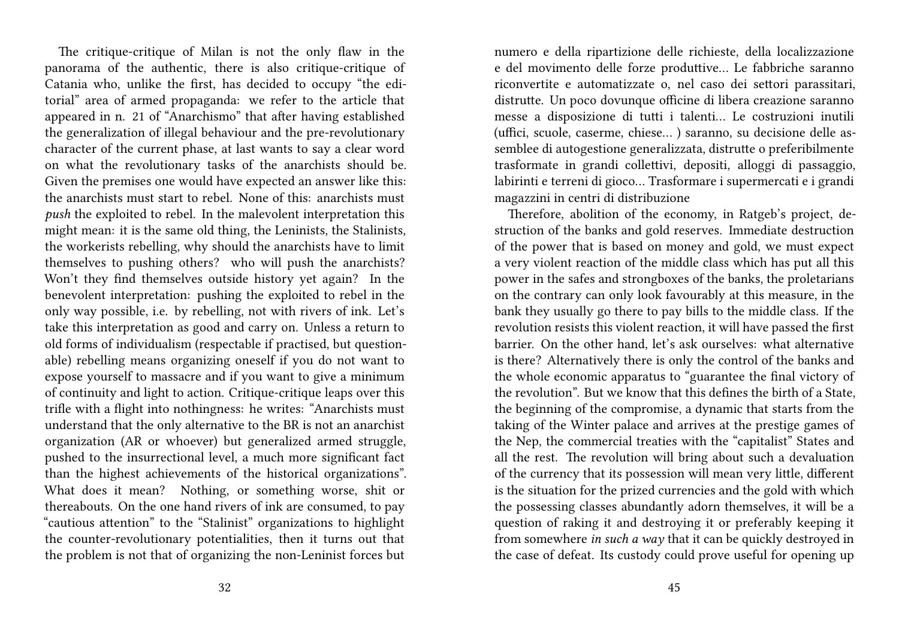The critique-critique of Milan is not the only flaw in the panorama of the authentic, there is also critique-critique of Catania who, unlike the first, has decided to occupy "the editorial" area of armed propaganda: we refer to the article that appeared in n. 21 of "Anarchismo" that after having established the generalization of illegal behaviour and the pre-revolutionary character of the current phase, at last wants to say a clear word on what the revolutionary tasks of the anarchists should be. Given the premises one would have expected an answer like this: the anarchists must start to rebel. None of this: anarchists must *push* the exploited to rebel. In the malevolent interpretation this might mean: it is the same old thing, the Leninists, the Stalinists, the workerists rebelling, why should the anarchists have to limit themselves to pushing others? who will push the anarchists? Won't they find themselves outside history yet again? In the benevolent interpretation: pushing the exploited to rebel in the only way possible, i.e. by rebelling, not with rivers of ink. Let's take this interpretation as good and carry on. Unless a return to old forms of individualism (respectable if practised, but questionable) rebelling means organizing oneself if you do not want to expose yourself to massacre and if you want to give a minimum of continuity and light to action. Critique-critique leaps over this trifle with a flight into nothingness: he writes: "Anarchists must understand that the only alternative to the BR is not an anarchist organization (AR or whoever) but generalized armed struggle, pushed to the insurrectional level, a much more significant fact than the highest achievements of the historical organizations". What does it mean? Nothing, or something worse, shit or thereabouts. On the one hand rivers of ink are consumed, to pay "cautious attention" to the "Stalinist" organizations to highlight the counter-revolutionary potentialities, then it turns out that the problem is not that of organizing the non-Leninist forces but

numero e della ripartizione delle richieste, della localizzazione e del movimento delle forze produttive… Le fabbriche saranno riconvertite e automatizzate o, nel caso dei settori parassitari, distrutte. Un poco dovunque officine di libera creazione saranno messe a disposizione di tutti i talenti… Le costruzioni inutili (uffici, scuole, caserme, chiese… ) saranno, su decisione delle assemblee di autogestione generalizzata, distrutte o preferibilmente trasformate in grandi collettivi, depositi, alloggi di passaggio, labirinti e terreni di gioco… Trasformare i supermercati e i grandi magazzini in centri di distribuzione

Therefore, abolition of the economy, in Ratgeb's project, destruction of the banks and gold reserves. Immediate destruction of the power that is based on money and gold, we must expect a very violent reaction of the middle class which has put all this power in the safes and strongboxes of the banks, the proletarians on the contrary can only look favourably at this measure, in the bank they usually go there to pay bills to the middle class. If the revolution resists this violent reaction, it will have passed the first barrier. On the other hand, let's ask ourselves: what alternative is there? Alternatively there is only the control of the banks and the whole economic apparatus to "guarantee the final victory of the revolution". But we know that this defines the birth of a State, the beginning of the compromise, a dynamic that starts from the taking of the Winter palace and arrives at the prestige games of the Nep, the commercial treaties with the "capitalist" States and all the rest. The revolution will bring about such a devaluation of the currency that its possession will mean very little, different is the situation for the prized currencies and the gold with which the possessing classes abundantly adorn themselves, it will be a question of raking it and destroying it or preferably keeping it from somewhere *in such a way* that it can be quickly destroyed in the case of defeat. Its custody could prove useful for opening up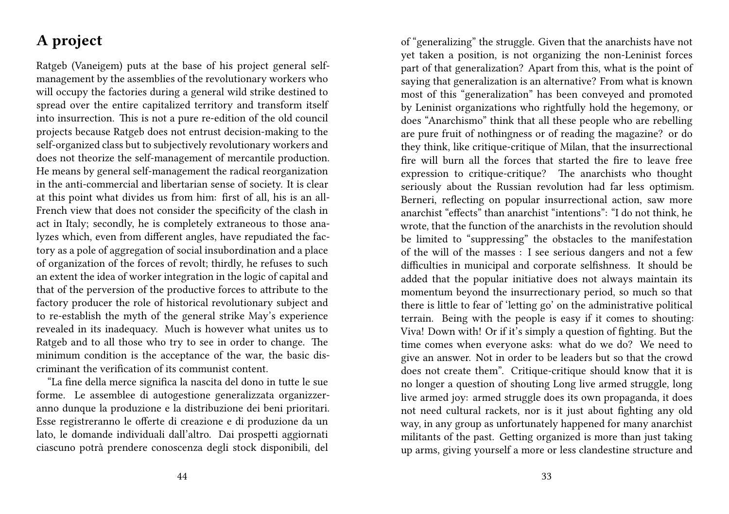## A project

Ratgeb (Vaneigem) puts at the base of his project general self-management by the assemblies of the revolutionary workers who will occupy the factories during a general wild strike destined to spread over the entire capitalized territory and transform itself into insurrection. This is not a pure re-edition of the old council projects because Ratgeb does not entrust decision-making to the self-organized class but to subjectively revolutionary workers and does not theorize the self-management of mercantile production. He means by general self-management the radical reorganization in the anti-commercial and libertarian sense of society. It is clear at this point what divides us from him: first of all, his is an all-French view that does not consider the specificity of the clash in act in Italy; secondly, he is completely extraneous to those analyzes which, even from different angles, have repudiated the factory as a pole of aggregation of social insubordination and a place of organization of the forces of revolt; thirdly, he refuses to such an extent the idea of worker integration in the logic of capital and that of the perversion of the productive forces to attribute to the factory producer the role of historical revolutionary subject and to re-establish the myth of the general strike May's experience revealed in its inadequacy. Much is however what unites us to Ratgeb and to all those who try to see in order to change. The minimum condition is the acceptance of the war, the basic discriminant the verification of its communist content.

"La fine della merce significa la nascita del dono in tutte le sue forme. Le assemblee di autogestione generalizzata organizzeranno dunque la produzione e la distribuzione dei beni prioritari. Esse registreranno le offerte di creazione e di produzione da un lato, le domande individuali dall'altro. Dai prospetti aggiornati ciascuno potrà prendere conoscenza degli stock disponibili, del

of "generalizing" the struggle. Given that the anarchists have not yet taken a position, is not organizing the non-Leninist forces part of that generalization? Apart from this, what is the point of saying that generalization is an alternative? From what is known most of this "generalization" has been conveyed and promoted by Leninist organizations who rightfully hold the hegemony, or does "Anarchismo" think that all these people who are rebelling are pure fruit of nothingness or of reading the magazine? or do they think, like critique-critique of Milan, that the insurrectional fire will burn all the forces that started the fire to leave free expression to critique-critique? The anarchists who thought seriously about the Russian revolution had far less optimism. Berneri, reflecting on popular insurrectional action, saw more anarchist "effects" than anarchist "intentions": "I do not think, he wrote, that the function of the anarchists in the revolution should be limited to "suppressing" the obstacles to the manifestation of the will of the masses : I see serious dangers and not a few difficulties in municipal and corporate selfishness. It should be added that the popular initiative does not always maintain its momentum beyond the insurrectionary period, so much so that there is little to fear of 'letting go' on the administrative political terrain. Being with the people is easy if it comes to shouting: Viva! Down with! Or if it's simply a question of fighting. But the time comes when everyone asks: what do we do? We need to give an answer. Not in order to be leaders but so that the crowd does not create them". Critique-critique should know that it is no longer a question of shouting Long live armed struggle, long live armed joy: armed struggle does its own propaganda, it does not need cultural rackets, nor is it just about fighting any old way, in any group as unfortunately happened for many anarchist militants of the past. Getting organized is more than just taking up arms, giving yourself a more or less clandestine structure and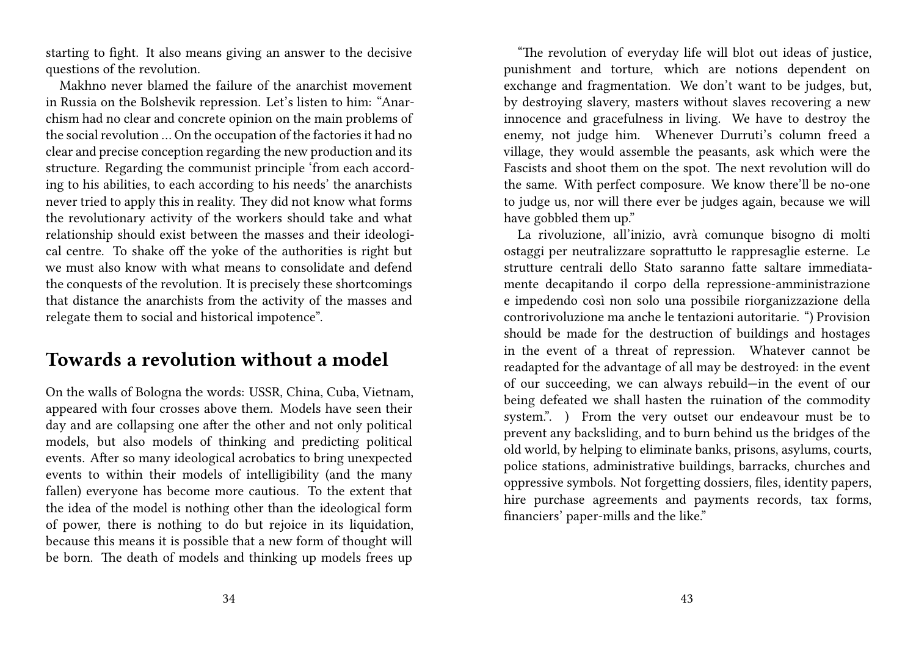starting to fight. It also means giving an answer to the decisive questions of the revolution.

Makhno never blamed the failure of the anarchist movement in Russia on the Bolshevik repression. Let's listen to him: "Anarchism had no clear and concrete opinion on the main problems of the social revolution … On the occupation of the factories it had no clear and precise conception regarding the new production and its structure. Regarding the communist principle 'from each according to his abilities, to each according to his needs' the anarchists never tried to apply this in reality. They did not know what forms the revolutionary activity of the workers should take and what relationship should exist between the masses and their ideological centre. To shake off the yoke of the authorities is right but we must also know with what means to consolidate and defend the conquests of the revolution. It is precisely these shortcomings that distance the anarchists from the activity of the masses and relegate them to social and historical impotence".

## Towards a revolution without a model

On the walls of Bologna the words: USSR, China, Cuba, Vietnam, appeared with four crosses above them. Models have seen their day and are collapsing one after the other and not only political models, but also models of thinking and predicting political events. After so many ideological acrobatics to bring unexpected events to within their models of intelligibility (and the many fallen) everyone has become more cautious. To the extent that the idea of the model is nothing other than the ideological form of power, there is nothing to do but rejoice in its liquidation, because this means it is possible that a new form of thought will be born. The death of models and thinking up models frees up

"The revolution of everyday life will blot out ideas of justice, punishment and torture, which are notions dependent on exchange and fragmentation. We don't want to be judges, but, by destroying slavery, masters without slaves recovering a new innocence and gracefulness in living. We have to destroy the enemy, not judge him. Whenever Durruti's column freed a village, they would assemble the peasants, ask which were the Fascists and shoot them on the spot. The next revolution will do the same. With perfect composure. We know there'll be no-one to judge us, nor will there ever be judges again, because we will have gobbled them up."

La rivoluzione, all'inizio, avrà comunque bisogno di molti ostaggi per neutralizzare soprattutto le rappresaglie esterne. Le strutture centrali dello Stato saranno fatte saltare immediatamente decapitando il corpo della repressione-amministrazione e impedendo così non solo una possibile riorganizzazione della controrivoluzione ma anche le tentazioni autoritarie. ") Provision should be made for the destruction of buildings and hostages in the event of a threat of repression. Whatever cannot be readapted for the advantage of all may be destroyed: in the event of our succeeding, we can always rebuild—in the event of our being defeated we shall hasten the ruination of the commodity system.". ) From the very outset our endeavour must be to prevent any backsliding, and to burn behind us the bridges of the old world, by helping to eliminate banks, prisons, asylums, courts, police stations, administrative buildings, barracks, churches and oppressive symbols. Not forgetting dossiers, files, identity papers, hire purchase agreements and payments records, tax forms, financiers' paper-mills and the like."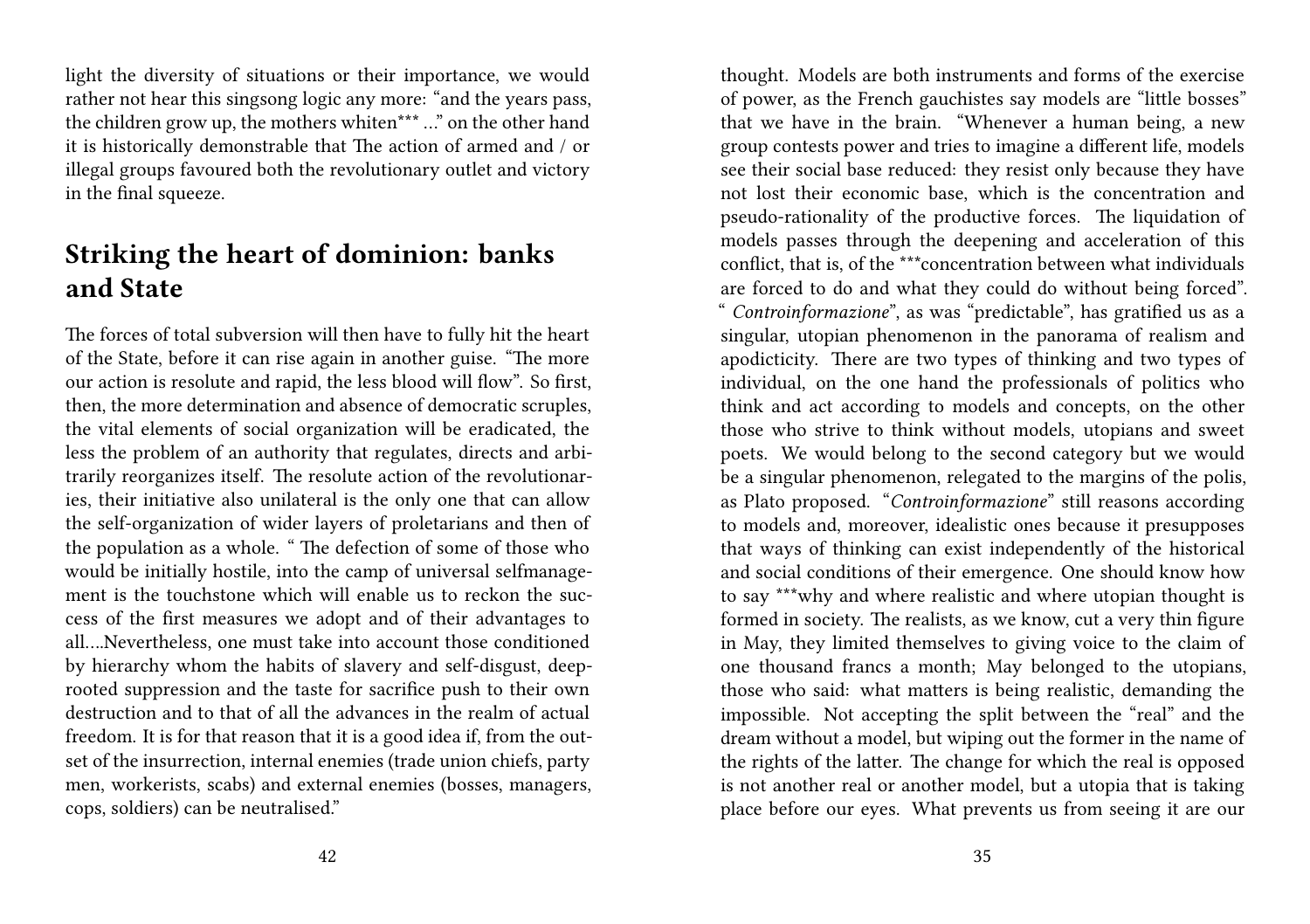light the diversity of situations or their importance, we would rather not hear this singsong logic any more: "and the years pass, the children grow up, the mothers whiten*** ..." on the other hand it is historically demonstrable that The action of armed and / or illegal groups favoured both the revolutionary outlet and victory in the final squeeze.

## Striking the heart of dominion: banks and State

The forces of total subversion will then have to fully hit the heart of the State, before it can rise again in another guise. "The more our action is resolute and rapid, the less blood will flow". So first, then, the more determination and absence of democratic scruples, the vital elements of social organization will be eradicated, the less the problem of an authority that regulates, directs and arbitrarily reorganizes itself. The resolute action of the revolutionaries, their initiative also unilateral is the only one that can allow the self-organization of wider layers of proletarians and then of the population as a whole. " The defection of some of those who would be initially hostile, into the camp of universal selfmanagement is the touchstone which will enable us to reckon the success of the first measures we adopt and of their advantages to all....Nevertheless, one must take into account those conditioned by hierarchy whom the habits of slavery and self-disgust, deep-rooted suppression and the taste for sacrifice push to their own destruction and to that of all the advances in the realm of actual freedom. It is for that reason that it is a good idea if, from the outset of the insurrection, internal enemies (trade union chiefs, party men, workerists, scabs) and external enemies (bosses, managers, cops, soldiers) can be neutralised."

thought. Models are both instruments and forms of the exercise of power, as the French gauchistes say models are "little bosses" that we have in the brain. "Whenever a human being, a new group contests power and tries to imagine a different life, models see their social base reduced: they resist only because they have not lost their economic base, which is the concentration and pseudo-rationality of the productive forces. The liquidation of models passes through the deepening and acceleration of this conflict, that is, of the ***concentration between what individuals are forced to do and what they could do without being forced". "*Controinformazione*", as was "predictable", has gratified us as a singular, utopian phenomenon in the panorama of realism and apodicticity. There are two types of thinking and two types of individual, on the one hand the professionals of politics who think and act according to models and concepts, on the other those who strive to think without models, utopians and sweet poets. We would belong to the second category but we would be a singular phenomenon, relegated to the margins of the polis, as Plato proposed. "*Controinformazione*" still reasons according to models and, moreover, idealistic ones because it presupposes that ways of thinking can exist independently of the historical and social conditions of their emergence. One should know how to say ***why and where realistic and where utopian thought is formed in society. The realists, as we know, cut a very thin figure in May, they limited themselves to giving voice to the claim of one thousand francs a month; May belonged to the utopians, those who said: what matters is being realistic, demanding the impossible. Not accepting the split between the "real" and the dream without a model, but wiping out the former in the name of the rights of the latter. The change for which the real is opposed is not another real or another model, but a utopia that is taking place before our eyes. What prevents us from seeing it are our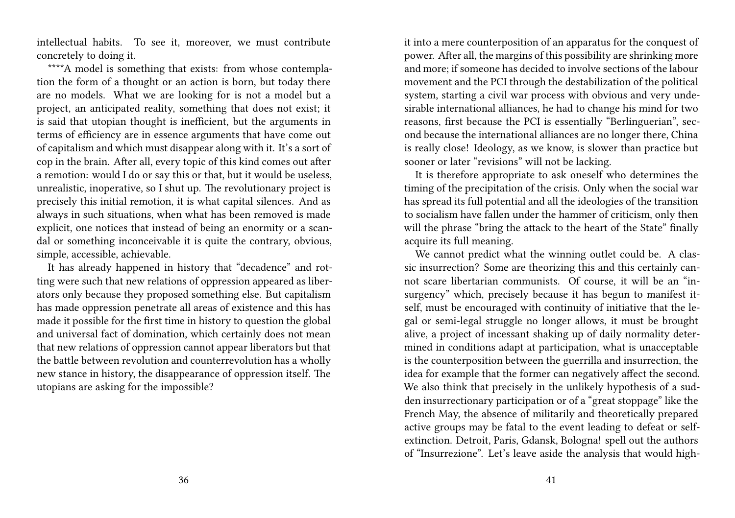intellectual habits. To see it, moreover, we must contribute concretely to doing it.

****A model is something that exists: from whose contemplation the form of a thought or an action is born, but today there are no models. What we are looking for is not a model but a project, an anticipated reality, something that does not exist; it is said that utopian thought is inefficient, but the arguments in terms of efficiency are in essence arguments that have come out of capitalism and which must disappear along with it. It's a sort of cop in the brain. After all, every topic of this kind comes out after a remotion: would I do or say this or that, but it would be useless, unrealistic, inoperative, so I shut up. The revolutionary project is precisely this initial remotion, it is what capital silences. And as always in such situations, when what has been removed is made explicit, one notices that instead of being an enormity or a scandal or something inconceivable it is quite the contrary, obvious, simple, accessible, achievable.

It has already happened in history that "decadence" and rotting were such that new relations of oppression appeared as liberators only because they proposed something else. But capitalism has made oppression penetrate all areas of existence and this has made it possible for the first time in history to question the global and universal fact of domination, which certainly does not mean that new relations of oppression cannot appear liberators but that the battle between revolution and counterrevolution has a wholly new stance in history, the disappearance of oppression itself. The utopians are asking for the impossible?

it into a mere counterposition of an apparatus for the conquest of power. After all, the margins of this possibility are shrinking more and more; if someone has decided to involve sections of the labour movement and the PCI through the destabilization of the political system, starting a civil war process with obvious and very undesirable international alliances, he had to change his mind for two reasons, first because the PCI is essentially "Berlinguerian", second because the international alliances are no longer there, China is really close! Ideology, as we know, is slower than practice but sooner or later "revisions" will not be lacking.

It is therefore appropriate to ask oneself who determines the timing of the precipitation of the crisis. Only when the social war has spread its full potential and all the ideologies of the transition to socialism have fallen under the hammer of criticism, only then will the phrase "bring the attack to the heart of the State" finally acquire its full meaning.

We cannot predict what the winning outlet could be. A classic insurrection? Some are theorizing this and this certainly cannot scare libertarian communists. Of course, it will be an "insurgency" which, precisely because it has begun to manifest itself, must be encouraged with continuity of initiative that the legal or semi-legal struggle no longer allows, it must be brought alive, a project of incessant shaking up of daily normality determined in conditions adapt at participation, what is unacceptable is the counterposition between the guerrilla and insurrection, the idea for example that the former can negatively affect the second. We also think that precisely in the unlikely hypothesis of a sudden insurrectionary participation or of a "great stoppage" like the French May, the absence of militarily and theoretically prepared active groups may be fatal to the event leading to defeat or self-extinction. Detroit, Paris, Gdansk, Bologna! spell out the authors of "Insurrezione". Let's leave aside the analysis that would high-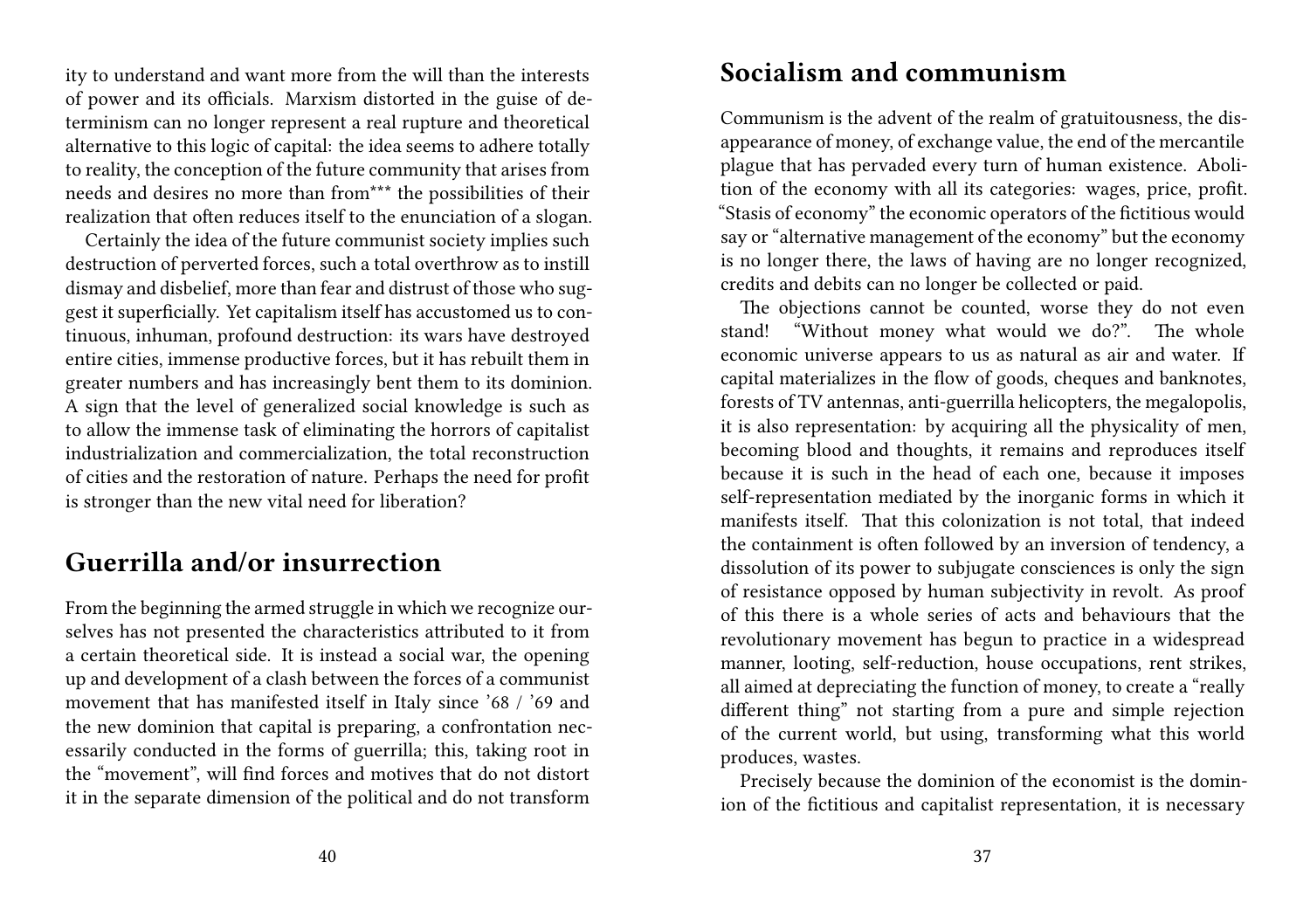ity to understand and want more from the will than the interests of power and its officials. Marxism distorted in the guise of determinism can no longer represent a real rupture and theoretical alternative to this logic of capital: the idea seems to adhere totally to reality, the conception of the future community that arises from needs and desires no more than from*** the possibilities of their realization that often reduces itself to the enunciation of a slogan.

Certainly the idea of the future communist society implies such destruction of perverted forces, such a total overthrow as to instill dismay and disbelief, more than fear and distrust of those who suggest it superficially. Yet capitalism itself has accustomed us to continuous, inhuman, profound destruction: its wars have destroyed entire cities, immense productive forces, but it has rebuilt them in greater numbers and has increasingly bent them to its dominion. A sign that the level of generalized social knowledge is such as to allow the immense task of eliminating the horrors of capitalist industrialization and commercialization, the total reconstruction of cities and the restoration of nature. Perhaps the need for profit is stronger than the new vital need for liberation?

## Guerrilla and/or insurrection

From the beginning the armed struggle in which we recognize ourselves has not presented the characteristics attributed to it from a certain theoretical side. It is instead a social war, the opening up and development of a clash between the forces of a communist movement that has manifested itself in Italy since '68 / '69 and the new dominion that capital is preparing, a confrontation necessarily conducted in the forms of guerrilla; this, taking root in the "movement", will find forces and motives that do not distort it in the separate dimension of the political and do not transform

## Socialism and communism

Communism is the advent of the realm of gratuitousness, the disappearance of money, of exchange value, the end of the mercantile plague that has pervaded every turn of human existence. Abolition of the economy with all its categories: wages, price, profit. "Stasis of economy" the economic operators of the fictitious would say or "alternative management of the economy" but the economy is no longer there, the laws of having are no longer recognized, credits and debits can no longer be collected or paid.

The objections cannot be counted, worse they do not even stand! "Without money what would we do?". The whole economic universe appears to us as natural as air and water. If capital materializes in the flow of goods, cheques and banknotes, forests of TV antennas, anti-guerrilla helicopters, the megalopolis, it is also representation: by acquiring all the physicality of men, becoming blood and thoughts, it remains and reproduces itself because it is such in the head of each one, because it imposes self-representation mediated by the inorganic forms in which it manifests itself. That this colonization is not total, that indeed the containment is often followed by an inversion of tendency, a dissolution of its power to subjugate consciences is only the sign of resistance opposed by human subjectivity in revolt. As proof of this there is a whole series of acts and behaviours that the revolutionary movement has begun to practice in a widespread manner, looting, self-reduction, house occupations, rent strikes, all aimed at depreciating the function of money, to create a "really different thing" not starting from a pure and simple rejection of the current world, but using, transforming what this world produces, wastes.

Precisely because the dominion of the economist is the dominion of the fictitious and capitalist representation, it is necessary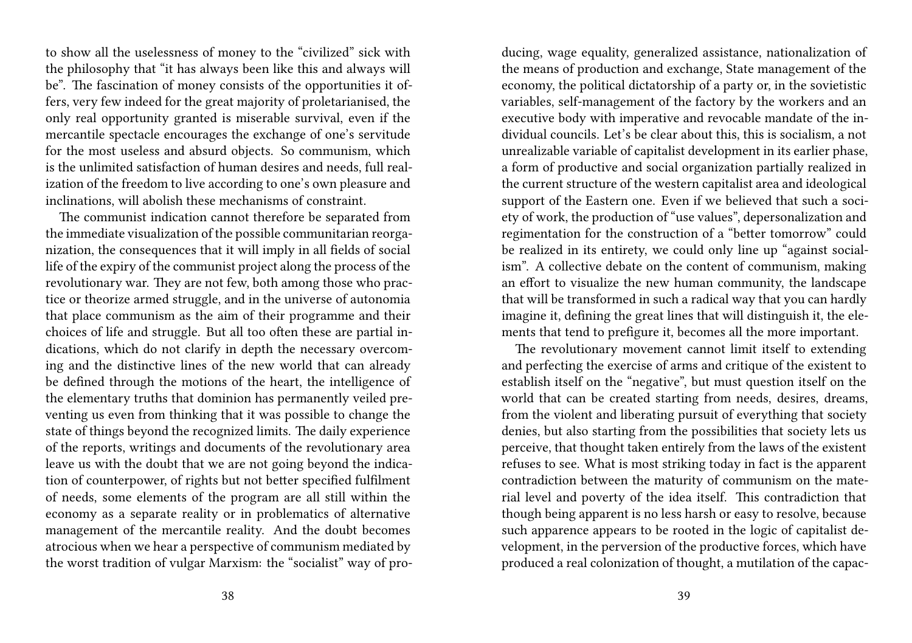to show all the uselessness of money to the "civilized" sick with the philosophy that "it has always been like this and always will be". The fascination of money consists of the opportunities it offers, very few indeed for the great majority of proletarianised, the only real opportunity granted is miserable survival, even if the mercantile spectacle encourages the exchange of one's servitude for the most useless and absurd objects. So communism, which is the unlimited satisfaction of human desires and needs, full realization of the freedom to live according to one's own pleasure and inclinations, will abolish these mechanisms of constraint.

The communist indication cannot therefore be separated from the immediate visualization of the possible communitarian reorganization, the consequences that it will imply in all fields of social life of the expiry of the communist project along the process of the revolutionary war. They are not few, both among those who practice or theorize armed struggle, and in the universe of autonomia that place communism as the aim of their programme and their choices of life and struggle. But all too often these are partial indications, which do not clarify in depth the necessary overcoming and the distinctive lines of the new world that can already be defined through the motions of the heart, the intelligence of the elementary truths that dominion has permanently veiled preventing us even from thinking that it was possible to change the state of things beyond the recognized limits. The daily experience of the reports, writings and documents of the revolutionary area leave us with the doubt that we are not going beyond the indication of counterpower, of rights but not better specified fulfilment of needs, some elements of the program are all still within the economy as a separate reality or in problematics of alternative management of the mercantile reality. And the doubt becomes atrocious when we hear a perspective of communism mediated by the worst tradition of vulgar Marxism: the "socialist" way of producing, wage equality, generalized assistance, nationalization of the means of production and exchange, State management of the economy, the political dictatorship of a party or, in the sovietistic variables, self-management of the factory by the workers and an executive body with imperative and revocable mandate of the individual councils. Let's be clear about this, this is socialism, a not unrealizable variable of capitalist development in its earlier phase, a form of productive and social organization partially realized in the current structure of the western capitalist area and ideological support of the Eastern one. Even if we believed that such a society of work, the production of "use values", depersonalization and regimentation for the construction of a "better tomorrow" could be realized in its entirety, we could only line up "against socialism". A collective debate on the content of communism, making an effort to visualize the new human community, the landscape that will be transformed in such a radical way that you can hardly imagine it, defining the great lines that will distinguish it, the elements that tend to prefigure it, becomes all the more important.

The revolutionary movement cannot limit itself to extending and perfecting the exercise of arms and critique of the existent to establish itself on the "negative", but must question itself on the world that can be created starting from needs, desires, dreams, from the violent and liberating pursuit of everything that society denies, but also starting from the possibilities that society lets us perceive, that thought taken entirely from the laws of the existent refuses to see. What is most striking today in fact is the apparent contradiction between the maturity of communism on the material level and poverty of the idea itself. This contradiction that though being apparent is no less harsh or easy to resolve, because such apparence appears to be rooted in the logic of capitalist development, in the perversion of the productive forces, which have produced a real colonization of thought, a mutilation of the capac-